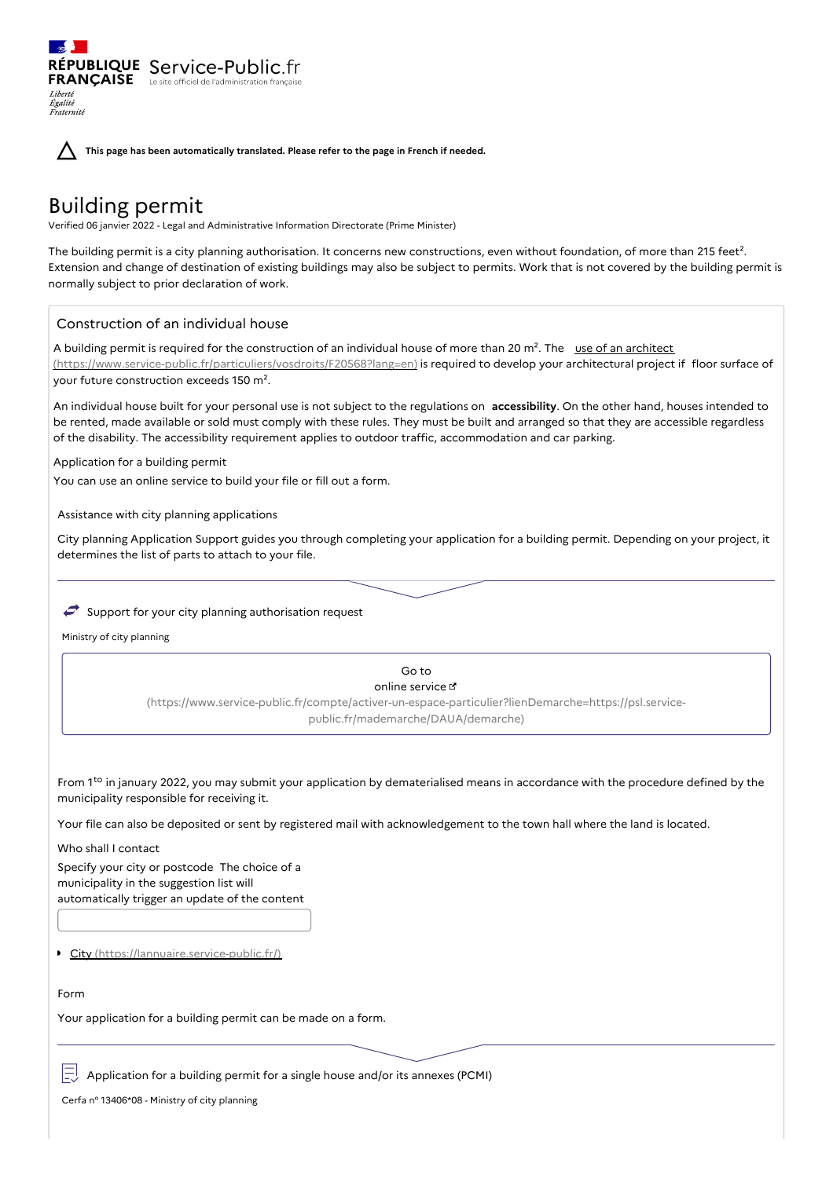RÉPUBLIQUE FRANÇAISE Service-Public.fr
Le site officiel de l'administration française

**This page has been automatically translated. Please refer to the page in French if needed.**

# Building permit

Verified 06 janvier 2022 - Legal and Administrative Information Directorate (Prime Minister)

The building permit is a city planning authorisation. It concerns new constructions, even without foundation, of more than 215 feet². Extension and change of destination of existing buildings may also be subject to permits. Work that is not covered by the building permit is normally subject to prior declaration of work.

## Construction of an individual house

A building permit is required for the construction of an individual house of more than 20 m². The use of an architect (https://www.service-public.fr/particuliers/vosdroits/F20568?lang=en) is required to develop your architectural project if floor surface of your future construction exceeds 150 m².

An individual house built for your personal use is not subject to the regulations on **accessibility**. On the other hand, houses intended to be rented, made available or sold must comply with these rules. They must be built and arranged so that they are accessible regardless of the disability. The accessibility requirement applies to outdoor traffic, accommodation and car parking.

Application for a building permit

You can use an online service to build your file or fill out a form.

Assistance with city planning applications

City planning Application Support guides you through completing your application for a building permit. Depending on your project, it determines the list of parts to attach to your file.

Support for your city planning authorisation request

Ministry of city planning

Go to online service (https://www.service-public.fr/compte/activer-un-espace-particulier?lienDemarche=https://psl.service-public.fr/mademarche/DAUA/demarche)

From 1[to] in january 2022, you may submit your application by dematerialised means in accordance with the procedure defined by the municipality responsible for receiving it.

Your file can also be deposited or sent by registered mail with acknowledgement to the town hall where the land is located.

Who shall I contact

Specify your city or postcode The choice of a municipality in the suggestion list will automatically trigger an update of the content

- City (https://lannuaire.service-public.fr/)

Form

Your application for a building permit can be made on a form.

Application for a building permit for a single house and/or its annexes (PCMI)

Cerfa n° 13406*08 - Ministry of city planning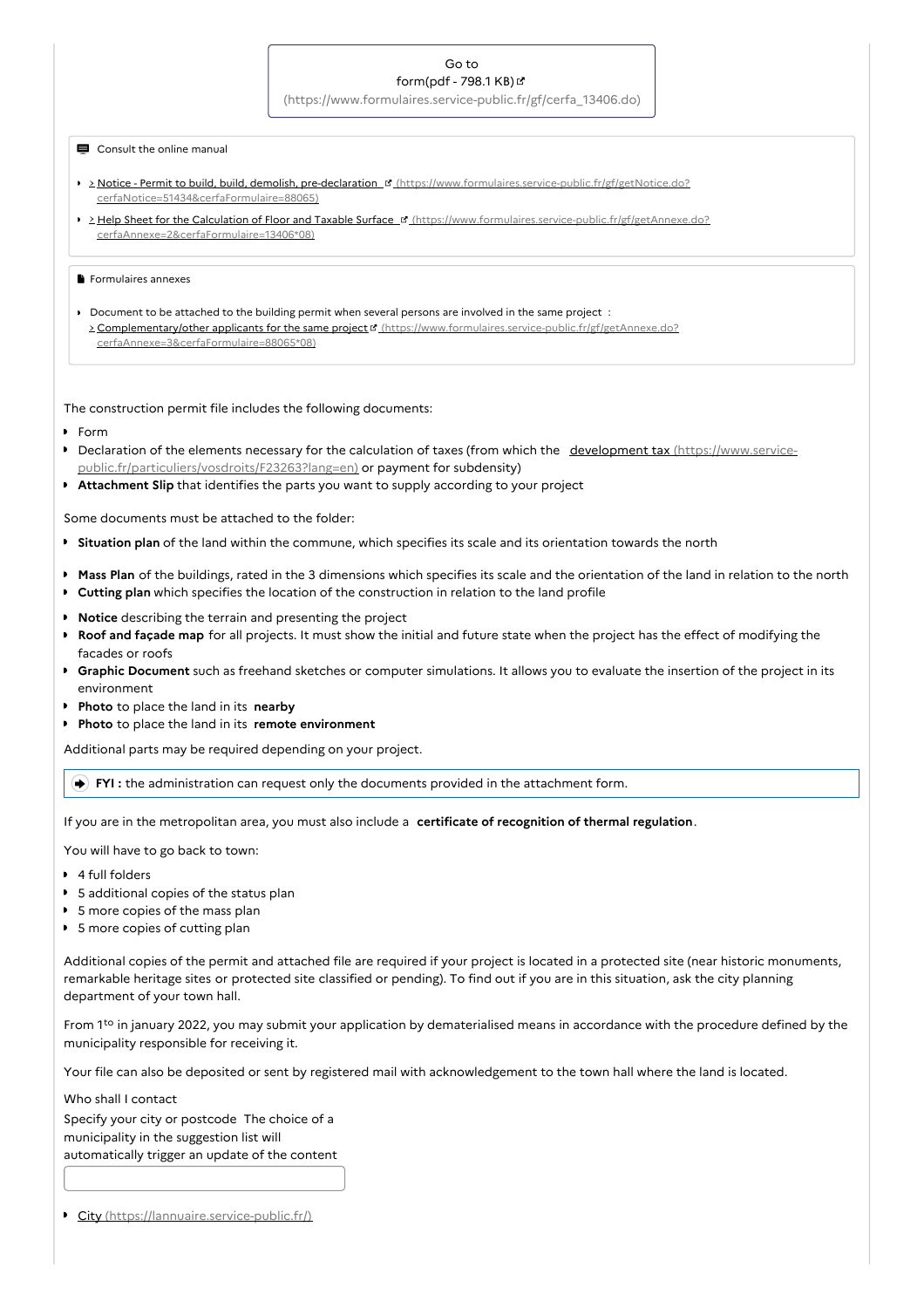Go to
form(pdf - 798.1 KB)
(https://www.formulaires.service-public.fr/gf/cerfa_13406.do)

Consult the online manual

- > Notice - Permit to build, build, demolish, pre-declaration (https://www.formulaires.service-public.fr/gf/getNotice.do?cerfaNotice=51434&cerfaFormulaire=88065)
- > Help Sheet for the Calculation of Floor and Taxable Surface (https://www.formulaires.service-public.fr/gf/getAnnexe.do?cerfaAnnexe=2&cerfaFormulaire=13406*08)

Formulaires annexes

- Document to be attached to the building permit when several persons are involved in the same project :
  > Complementary/other applicants for the same project (https://www.formulaires.service-public.fr/gf/getAnnexe.do?cerfaAnnexe=3&cerfaFormulaire=88065*08)

The construction permit file includes the following documents:

- Form
- Declaration of the elements necessary for the calculation of taxes (from which the development tax (https://www.service-public.fr/particuliers/vosdroits/F23263?lang=en) or payment for subdensity)
- **Attachment Slip** that identifies the parts you want to supply according to your project

Some documents must be attached to the folder:

- **Situation plan** of the land within the commune, which specifies its scale and its orientation towards the north
- **Mass Plan** of the buildings, rated in the 3 dimensions which specifies its scale and the orientation of the land in relation to the north
- **Cutting plan** which specifies the location of the construction in relation to the land profile
- **Notice** describing the terrain and presenting the project
- **Roof and façade map** for all projects. It must show the initial and future state when the project has the effect of modifying the facades or roofs
- **Graphic Document** such as freehand sketches or computer simulations. It allows you to evaluate the insertion of the project in its environment
- **Photo** to place the land in its **nearby**
- **Photo** to place the land in its **remote environment**

Additional parts may be required depending on your project.

**FYI :** the administration can request only the documents provided in the attachment form.

If you are in the metropolitan area, you must also include a **certificate of recognition of thermal regulation**.

You will have to go back to town:

- 4 full folders
- 5 additional copies of the status plan
- 5 more copies of the mass plan
- 5 more copies of cutting plan

Additional copies of the permit and attached file are required if your project is located in a protected site (near historic monuments, remarkable heritage sites or protected site classified or pending). To find out if you are in this situation, ask the city planning department of your town hall.

From 1to in january 2022, you may submit your application by dematerialised means in accordance with the procedure defined by the municipality responsible for receiving it.

Your file can also be deposited or sent by registered mail with acknowledgement to the town hall where the land is located.

Who shall I contact

Specify your city or postcode The choice of a municipality in the suggestion list will automatically trigger an update of the content

- City (https://lannuaire.service-public.fr/)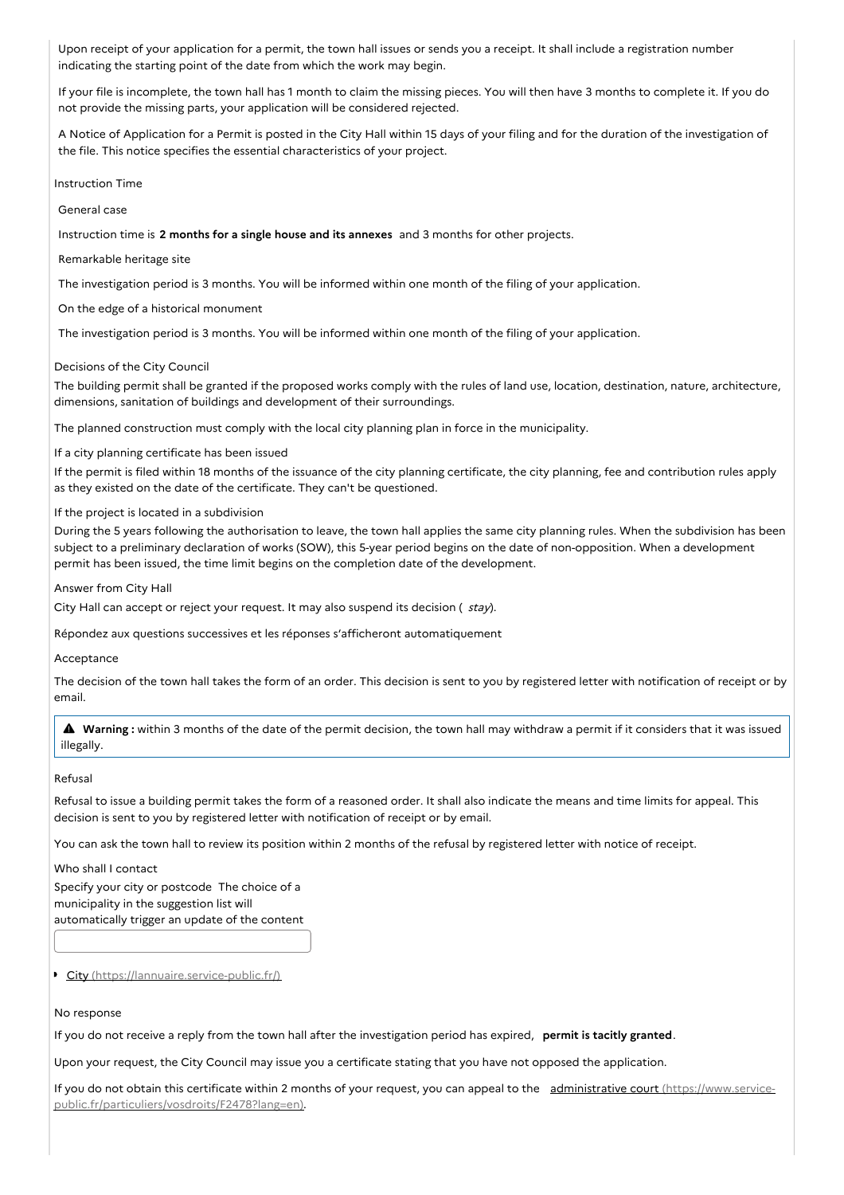Upon receipt of your application for a permit, the town hall issues or sends you a receipt. It shall include a registration number indicating the starting point of the date from which the work may begin.

If your file is incomplete, the town hall has 1 month to claim the missing pieces. You will then have 3 months to complete it. If you do not provide the missing parts, your application will be considered rejected.

A Notice of Application for a Permit is posted in the City Hall within 15 days of your filing and for the duration of the investigation of the file. This notice specifies the essential characteristics of your project.

### Instruction Time

#### General case

Instruction time is **2 months for a single house and its annexes** and 3 months for other projects.

#### Remarkable heritage site

The investigation period is 3 months. You will be informed within one month of the filing of your application.

#### On the edge of a historical monument

The investigation period is 3 months. You will be informed within one month of the filing of your application.

### Decisions of the City Council

The building permit shall be granted if the proposed works comply with the rules of land use, location, destination, nature, architecture, dimensions, sanitation of buildings and development of their surroundings.

The planned construction must comply with the local city planning plan in force in the municipality.

#### If a city planning certificate has been issued

If the permit is filed within 18 months of the issuance of the city planning certificate, the city planning, fee and contribution rules apply as they existed on the date of the certificate. They can't be questioned.

#### If the project is located in a subdivision

During the 5 years following the authorisation to leave, the town hall applies the same city planning rules. When the subdivision has been subject to a preliminary declaration of works (SOW), this 5-year period begins on the date of non-opposition. When a development permit has been issued, the time limit begins on the completion date of the development.

### Answer from City Hall

City Hall can accept or reject your request. It may also suspend its decision ( *stay*).

Répondez aux questions successives et les réponses s'afficheront automatiquement

#### Acceptance

The decision of the town hall takes the form of an order. This decision is sent to you by registered letter with notification of receipt or by email.

> ⚠ **Warning :** within 3 months of the date of the permit decision, the town hall may withdraw a permit if it considers that it was issued illegally.

#### Refusal

Refusal to issue a building permit takes the form of a reasoned order. It shall also indicate the means and time limits for appeal. This decision is sent to you by registered letter with notification of receipt or by email.

You can ask the town hall to review its position within 2 months of the refusal by registered letter with notice of receipt.

Who shall I contact

Specify your city or postcode The choice of a municipality in the suggestion list will automatically trigger an update of the content

- City (https://lannuaire.service-public.fr/)

#### No response

If you do not receive a reply from the town hall after the investigation period has expired, **permit is tacitly granted**.

Upon your request, the City Council may issue you a certificate stating that you have not opposed the application.

If you do not obtain this certificate within 2 months of your request, you can appeal to the administrative court (https://www.service-public.fr/particuliers/vosdroits/F2478?lang=en).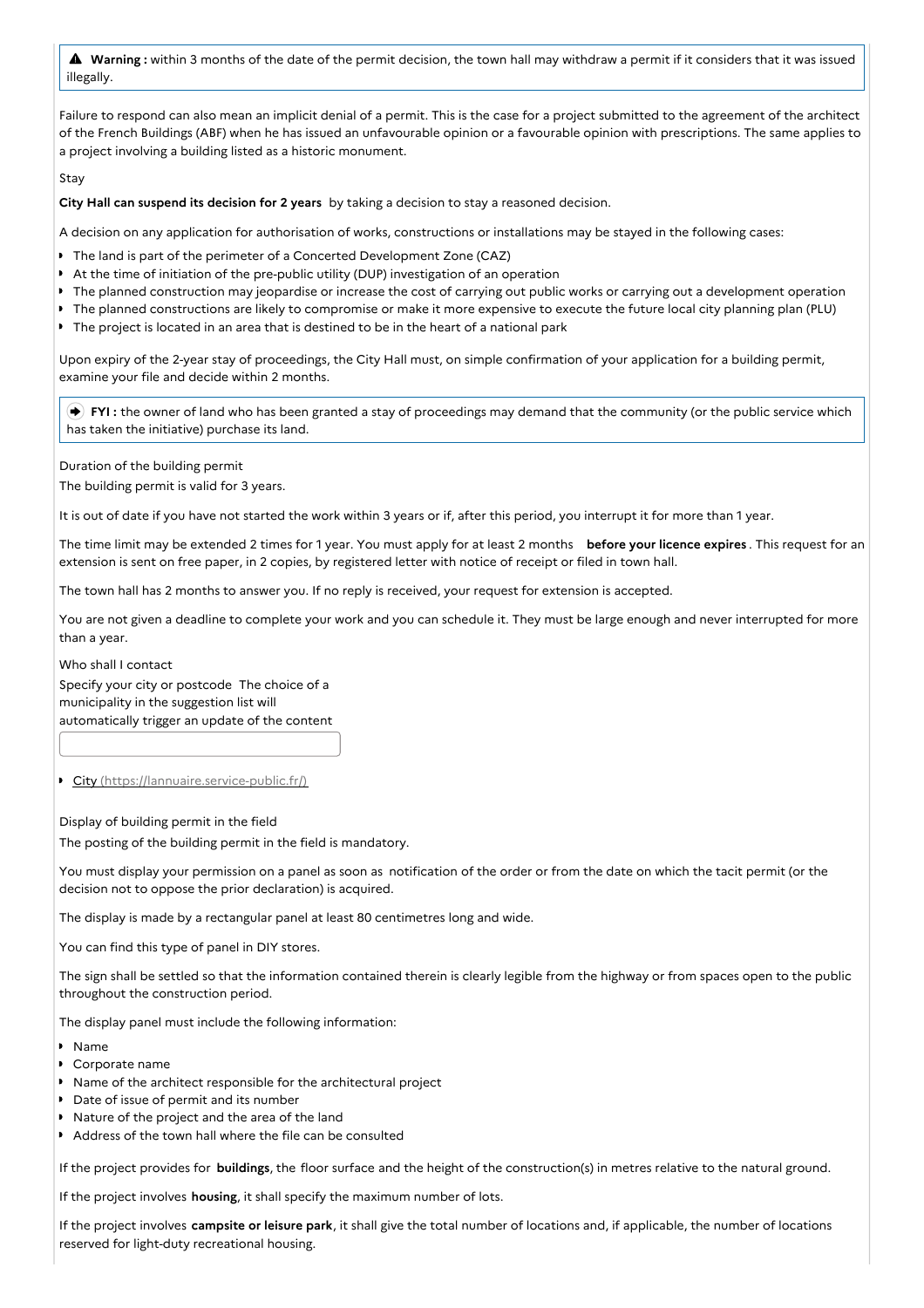⚠ **Warning :** within 3 months of the date of the permit decision, the town hall may withdraw a permit if it considers that it was issued illegally.

Failure to respond can also mean an implicit denial of a permit. This is the case for a project submitted to the agreement of the architect of the French Buildings (ABF) when he has issued an unfavourable opinion or a favourable opinion with prescriptions. The same applies to a project involving a building listed as a historic monument.

Stay

**City Hall can suspend its decision for 2 years** by taking a decision to stay a reasoned decision.

A decision on any application for authorisation of works, constructions or installations may be stayed in the following cases:

- The land is part of the perimeter of a Concerted Development Zone (CAZ)
- At the time of initiation of the pre-public utility (DUP) investigation of an operation
- The planned construction may jeopardise or increase the cost of carrying out public works or carrying out a development operation
- The planned constructions are likely to compromise or make it more expensive to execute the future local city planning plan (PLU)
- The project is located in an area that is destined to be in the heart of a national park

Upon expiry of the 2-year stay of proceedings, the City Hall must, on simple confirmation of your application for a building permit, examine your file and decide within 2 months.

**FYI :** the owner of land who has been granted a stay of proceedings may demand that the community (or the public service which has taken the initiative) purchase its land.

Duration of the building permit

The building permit is valid for 3 years.

It is out of date if you have not started the work within 3 years or if, after this period, you interrupt it for more than 1 year.

The time limit may be extended 2 times for 1 year. You must apply for at least 2 months **before your licence expires**. This request for an extension is sent on free paper, in 2 copies, by registered letter with notice of receipt or filed in town hall.

The town hall has 2 months to answer you. If no reply is received, your request for extension is accepted.

You are not given a deadline to complete your work and you can schedule it. They must be large enough and never interrupted for more than a year.

Who shall I contact

Specify your city or postcode The choice of a municipality in the suggestion list will automatically trigger an update of the content

- City (https://lannuaire.service-public.fr/)

Display of building permit in the field

The posting of the building permit in the field is mandatory.

You must display your permission on a panel as soon as notification of the order or from the date on which the tacit permit (or the decision not to oppose the prior declaration) is acquired.

The display is made by a rectangular panel at least 80 centimetres long and wide.

You can find this type of panel in DIY stores.

The sign shall be settled so that the information contained therein is clearly legible from the highway or from spaces open to the public throughout the construction period.

The display panel must include the following information:

- Name
- Corporate name
- Name of the architect responsible for the architectural project
- Date of issue of permit and its number
- Nature of the project and the area of the land
- Address of the town hall where the file can be consulted

If the project provides for **buildings**, the floor surface and the height of the construction(s) in metres relative to the natural ground.

If the project involves **housing**, it shall specify the maximum number of lots.

If the project involves **campsite or leisure park**, it shall give the total number of locations and, if applicable, the number of locations reserved for light-duty recreational housing.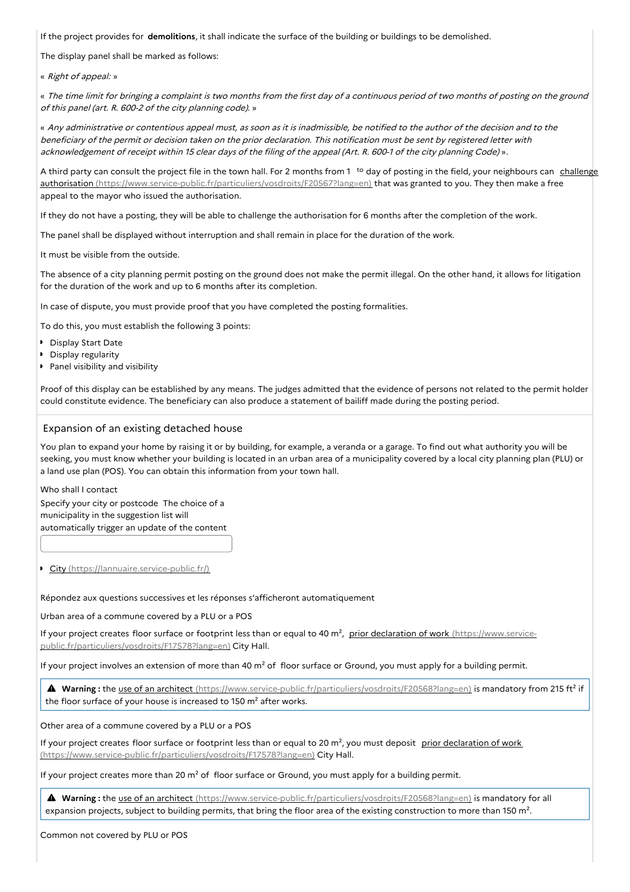If the project provides for **demolitions**, it shall indicate the surface of the building or buildings to be demolished.

The display panel shall be marked as follows:

« *Right of appeal:* »

« *The time limit for bringing a complaint is two months from the first day of a continuous period of two months of posting on the ground of this panel (art. R. 600-2 of the city planning code).* »

« *Any administrative or contentious appeal must, as soon as it is inadmissible, be notified to the author of the decision and to the beneficiary of the permit or decision taken on the prior declaration. This notification must be sent by registered letter with acknowledgement of receipt within 15 clear days of the filing of the appeal (Art. R. 600-1 of the city planning Code)* ».

A third party can consult the project file in the town hall. For 2 months from 1 to day of posting in the field, your neighbours can [challenge authorisation (https://www.service-public.fr/particuliers/vosdroits/F20567?lang=en)](https://www.service-public.fr/particuliers/vosdroits/F20567?lang=en) that was granted to you. They then make a free appeal to the mayor who issued the authorisation.

If they do not have a posting, they will be able to challenge the authorisation for 6 months after the completion of the work.

The panel shall be displayed without interruption and shall remain in place for the duration of the work.

It must be visible from the outside.

The absence of a city planning permit posting on the ground does not make the permit illegal. On the other hand, it allows for litigation for the duration of the work and up to 6 months after its completion.

In case of dispute, you must provide proof that you have completed the posting formalities.

To do this, you must establish the following 3 points:

- Display Start Date
- Display regularity
- Panel visibility and visibility

Proof of this display can be established by any means. The judges admitted that the evidence of persons not related to the permit holder could constitute evidence. The beneficiary can also produce a statement of bailiff made during the posting period.

## Expansion of an existing detached house

You plan to expand your home by raising it or by building, for example, a veranda or a garage. To find out what authority you will be seeking, you must know whether your building is located in an urban area of a municipality covered by a local city planning plan (PLU) or a land use plan (POS). You can obtain this information from your town hall.

Who shall I contact

Specify your city or postcode The choice of a municipality in the suggestion list will automatically trigger an update of the content

- [City (https://lannuaire.service-public.fr/)](https://lannuaire.service-public.fr/)

Répondez aux questions successives et les réponses s'afficheront automatiquement

Urban area of a commune covered by a PLU or a POS

If your project creates floor surface or footprint less than or equal to 40 m², [prior declaration of work (https://www.service-public.fr/particuliers/vosdroits/F17578?lang=en)](https://www.service-public.fr/particuliers/vosdroits/F17578?lang=en) City Hall.

If your project involves an extension of more than 40 m² of floor surface or Ground, you must apply for a building permit.

> ▲ **Warning :** the [use of an architect (https://www.service-public.fr/particuliers/vosdroits/F20568?lang=en)](https://www.service-public.fr/particuliers/vosdroits/F20568?lang=en) is mandatory from 215 ft² if the floor surface of your house is increased to 150 m² after works.

Other area of a commune covered by a PLU or a POS

If your project creates floor surface or footprint less than or equal to 20 m², you must deposit [prior declaration of work (https://www.service-public.fr/particuliers/vosdroits/F17578?lang=en)](https://www.service-public.fr/particuliers/vosdroits/F17578?lang=en) City Hall.

If your project creates more than 20 m² of floor surface or Ground, you must apply for a building permit.

> ▲ **Warning :** the [use of an architect (https://www.service-public.fr/particuliers/vosdroits/F20568?lang=en)](https://www.service-public.fr/particuliers/vosdroits/F20568?lang=en) is mandatory for all expansion projects, subject to building permits, that bring the floor area of the existing construction to more than 150 m².

Common not covered by PLU or POS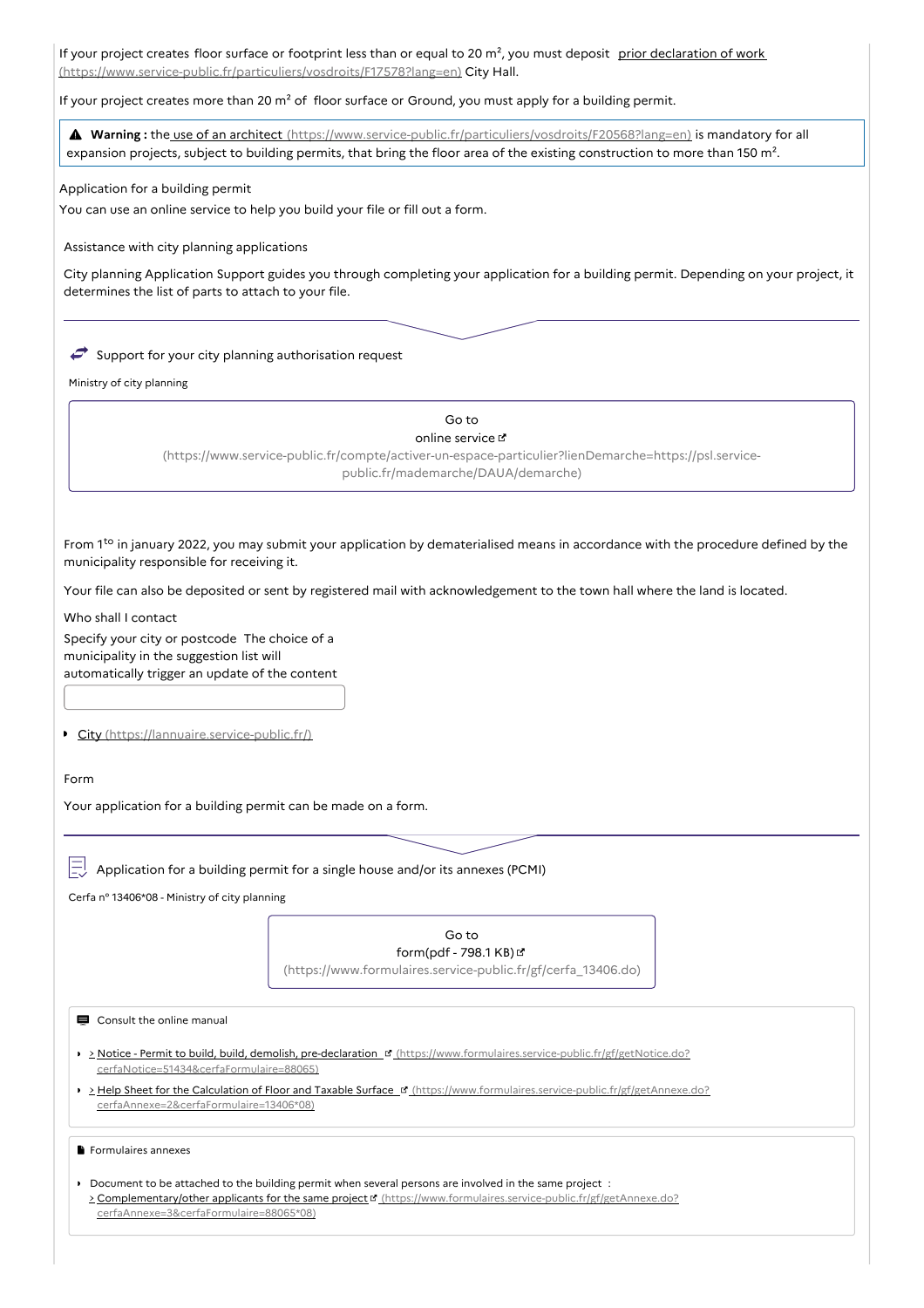If your project creates floor surface or footprint less than or equal to 20 m², you must deposit prior declaration of work (https://www.service-public.fr/particuliers/vosdroits/F17578?lang=en) City Hall.

If your project creates more than 20 m² of floor surface or Ground, you must apply for a building permit.

> **Warning :** the use of an architect (https://www.service-public.fr/particuliers/vosdroits/F20568?lang=en) is mandatory for all expansion projects, subject to building permits, that bring the floor area of the existing construction to more than 150 m².

Application for a building permit

You can use an online service to help you build your file or fill out a form.

Assistance with city planning applications

City planning Application Support guides you through completing your application for a building permit. Depending on your project, it determines the list of parts to attach to your file.

Support for your city planning authorisation request

Ministry of city planning

Go to online service (https://www.service-public.fr/compte/activer-un-espace-particulier?lienDemarche=https://psl.service-public.fr/mademarche/DAUA/demarche)

From 1^to in january 2022, you may submit your application by dematerialised means in accordance with the procedure defined by the municipality responsible for receiving it.

Your file can also be deposited or sent by registered mail with acknowledgement to the town hall where the land is located.

Who shall I contact

Specify your city or postcode The choice of a municipality in the suggestion list will automatically trigger an update of the content

- City (https://lannuaire.service-public.fr/)

Form

Your application for a building permit can be made on a form.

Application for a building permit for a single house and/or its annexes (PCMI)

Cerfa n° 13406*08 - Ministry of city planning

Go to form(pdf - 798.1 KB) (https://www.formulaires.service-public.fr/gf/cerfa_13406.do)

Consult the online manual

- > Notice - Permit to build, build, demolish, pre-declaration (https://www.formulaires.service-public.fr/gf/getNotice.do?cerfaNotice=51434&cerfaFormulaire=88065)
- > Help Sheet for the Calculation of Floor and Taxable Surface (https://www.formulaires.service-public.fr/gf/getAnnexe.do?cerfaAnnexe=2&cerfaFormulaire=13406*08)

Formulaires annexes

- Document to be attached to the building permit when several persons are involved in the same project : > Complementary/other applicants for the same project (https://www.formulaires.service-public.fr/gf/getAnnexe.do?cerfaAnnexe=3&cerfaFormulaire=88065*08)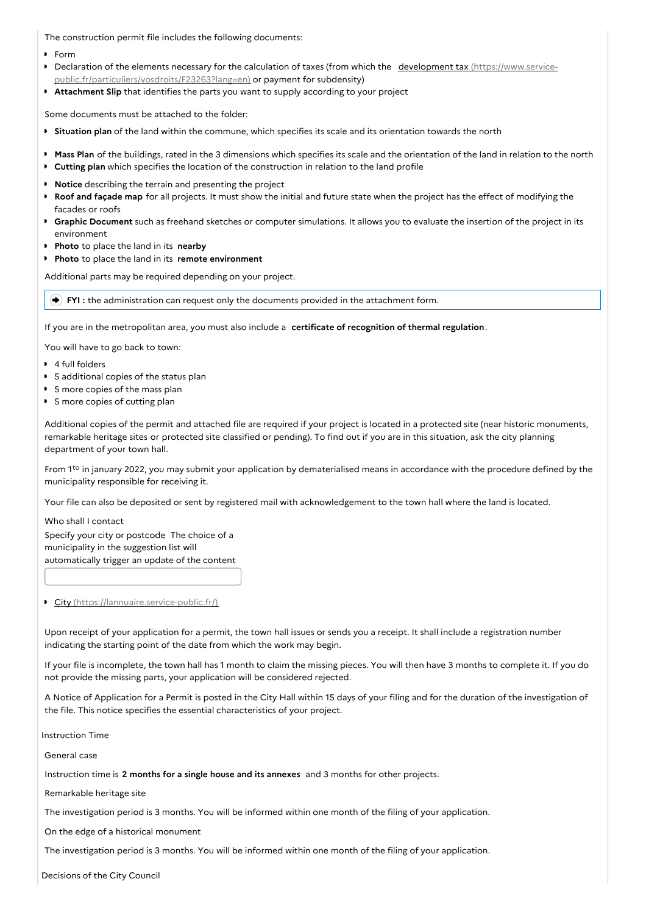The construction permit file includes the following documents:

- Form
- Declaration of the elements necessary for the calculation of taxes (from which the [development tax (https://www.service-public.fr/particuliers/vosdroits/F23263?lang=en)](https://www.service-public.fr/particuliers/vosdroits/F23263?lang=en) or payment for subdensity)
- **Attachment Slip** that identifies the parts you want to supply according to your project

Some documents must be attached to the folder:

- **Situation plan** of the land within the commune, which specifies its scale and its orientation towards the north
- **Mass Plan** of the buildings, rated in the 3 dimensions which specifies its scale and the orientation of the land in relation to the north
- **Cutting plan** which specifies the location of the construction in relation to the land profile
- **Notice** describing the terrain and presenting the project
- **Roof and façade map** for all projects. It must show the initial and future state when the project has the effect of modifying the facades or roofs
- **Graphic Document** such as freehand sketches or computer simulations. It allows you to evaluate the insertion of the project in its environment
- **Photo** to place the land in its **nearby**
- **Photo** to place the land in its **remote environment**

Additional parts may be required depending on your project.

> **FYI :** the administration can request only the documents provided in the attachment form.

If you are in the metropolitan area, you must also include a **certificate of recognition of thermal regulation**.

You will have to go back to town:

- 4 full folders
- 5 additional copies of the status plan
- 5 more copies of the mass plan
- 5 more copies of cutting plan

Additional copies of the permit and attached file are required if your project is located in a protected site (near historic monuments, remarkable heritage sites or protected site classified or pending). To find out if you are in this situation, ask the city planning department of your town hall.

From 1^to in january 2022, you may submit your application by dematerialised means in accordance with the procedure defined by the municipality responsible for receiving it.

Your file can also be deposited or sent by registered mail with acknowledgement to the town hall where the land is located.

Who shall I contact

Specify your city or postcode The choice of a municipality in the suggestion list will automatically trigger an update of the content

- [City (https://lannuaire.service-public.fr/)](https://lannuaire.service-public.fr/)

Upon receipt of your application for a permit, the town hall issues or sends you a receipt. It shall include a registration number indicating the starting point of the date from which the work may begin.

If your file is incomplete, the town hall has 1 month to claim the missing pieces. You will then have 3 months to complete it. If you do not provide the missing parts, your application will be considered rejected.

A Notice of Application for a Permit is posted in the City Hall within 15 days of your filing and for the duration of the investigation of the file. This notice specifies the essential characteristics of your project.

Instruction Time

General case

Instruction time is **2 months for a single house and its annexes** and 3 months for other projects.

Remarkable heritage site

The investigation period is 3 months. You will be informed within one month of the filing of your application.

On the edge of a historical monument

The investigation period is 3 months. You will be informed within one month of the filing of your application.

Decisions of the City Council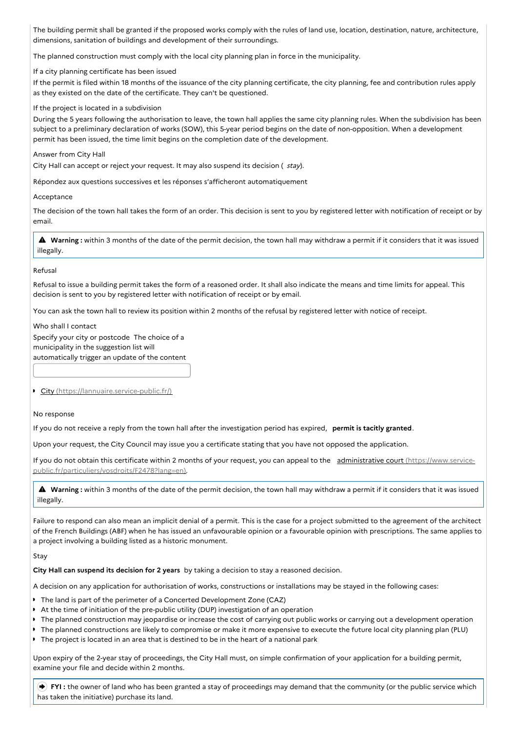The building permit shall be granted if the proposed works comply with the rules of land use, location, destination, nature, architecture, dimensions, sanitation of buildings and development of their surroundings.

The planned construction must comply with the local city planning plan in force in the municipality.

If a city planning certificate has been issued

If the permit is filed within 18 months of the issuance of the city planning certificate, the city planning, fee and contribution rules apply as they existed on the date of the certificate. They can't be questioned.

If the project is located in a subdivision

During the 5 years following the authorisation to leave, the town hall applies the same city planning rules. When the subdivision has been subject to a preliminary declaration of works (SOW), this 5-year period begins on the date of non-opposition. When a development permit has been issued, the time limit begins on the completion date of the development.

Answer from City Hall

City Hall can accept or reject your request. It may also suspend its decision ( *stay*).

Répondez aux questions successives et les réponses s'afficheront automatiquement

Acceptance

The decision of the town hall takes the form of an order. This decision is sent to you by registered letter with notification of receipt or by email.

> **Warning :** within 3 months of the date of the permit decision, the town hall may withdraw a permit if it considers that it was issued illegally.

Refusal

Refusal to issue a building permit takes the form of a reasoned order. It shall also indicate the means and time limits for appeal. This decision is sent to you by registered letter with notification of receipt or by email.

You can ask the town hall to review its position within 2 months of the refusal by registered letter with notice of receipt.

Who shall I contact

Specify your city or postcode The choice of a municipality in the suggestion list will automatically trigger an update of the content

- City (https://lannuaire.service-public.fr/)

No response

If you do not receive a reply from the town hall after the investigation period has expired, **permit is tacitly granted**.

Upon your request, the City Council may issue you a certificate stating that you have not opposed the application.

If you do not obtain this certificate within 2 months of your request, you can appeal to the administrative court (https://www.service-public.fr/particuliers/vosdroits/F2478?lang=en).

> **Warning :** within 3 months of the date of the permit decision, the town hall may withdraw a permit if it considers that it was issued illegally.

Failure to respond can also mean an implicit denial of a permit. This is the case for a project submitted to the agreement of the architect of the French Buildings (ABF) when he has issued an unfavourable opinion or a favourable opinion with prescriptions. The same applies to a project involving a building listed as a historic monument.

Stay

**City Hall can suspend its decision for 2 years** by taking a decision to stay a reasoned decision.

A decision on any application for authorisation of works, constructions or installations may be stayed in the following cases:

- The land is part of the perimeter of a Concerted Development Zone (CAZ)
- At the time of initiation of the pre-public utility (DUP) investigation of an operation
- The planned construction may jeopardise or increase the cost of carrying out public works or carrying out a development operation
- The planned constructions are likely to compromise or make it more expensive to execute the future local city planning plan (PLU)
- The project is located in an area that is destined to be in the heart of a national park

Upon expiry of the 2-year stay of proceedings, the City Hall must, on simple confirmation of your application for a building permit, examine your file and decide within 2 months.

> **FYI :** the owner of land who has been granted a stay of proceedings may demand that the community (or the public service which has taken the initiative) purchase its land.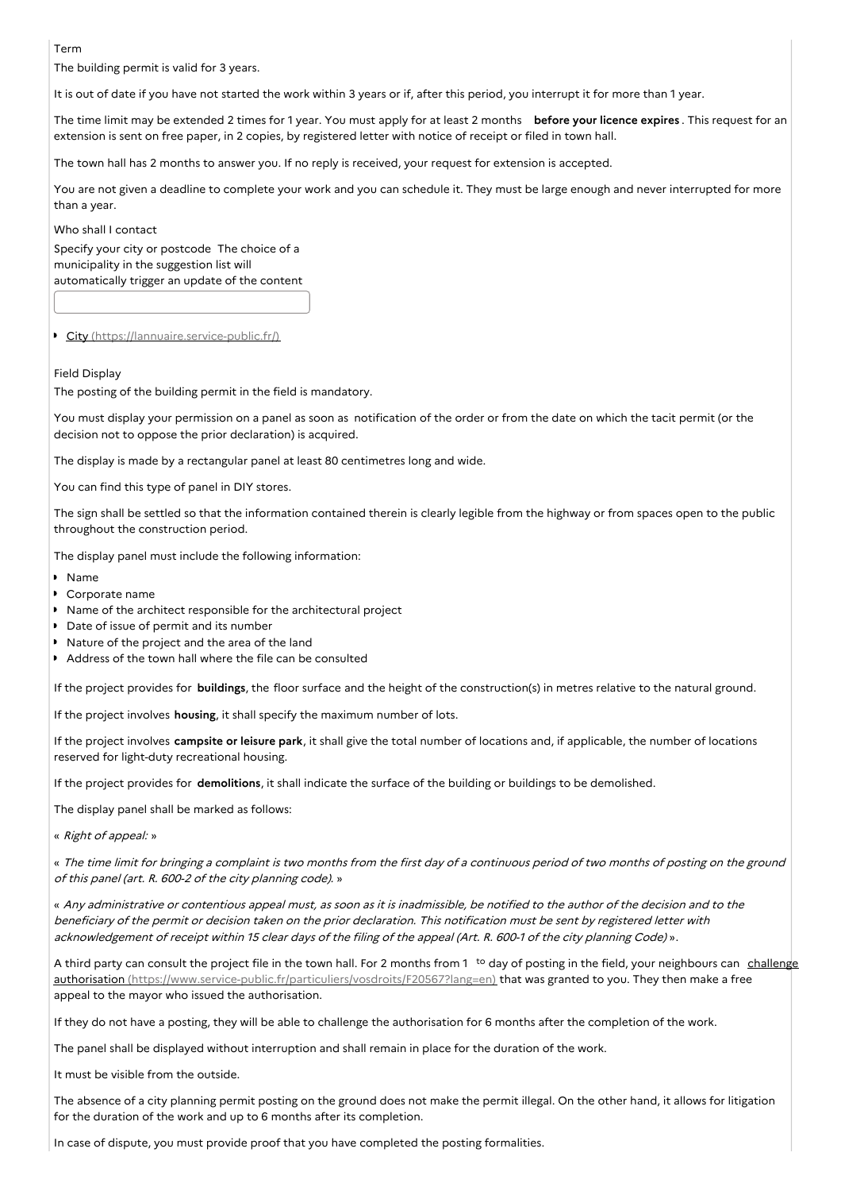### Term

The building permit is valid for 3 years.

It is out of date if you have not started the work within 3 years or if, after this period, you interrupt it for more than 1 year.

The time limit may be extended 2 times for 1 year. You must apply for at least 2 months **before your licence expires**. This request for an extension is sent on free paper, in 2 copies, by registered letter with notice of receipt or filed in town hall.

The town hall has 2 months to answer you. If no reply is received, your request for extension is accepted.

You are not given a deadline to complete your work and you can schedule it. They must be large enough and never interrupted for more than a year.

### Who shall I contact

Specify your city or postcode The choice of a municipality in the suggestion list will automatically trigger an update of the content

- City (https://lannuaire.service-public.fr/)

### Field Display

The posting of the building permit in the field is mandatory.

You must display your permission on a panel as soon as notification of the order or from the date on which the tacit permit (or the decision not to oppose the prior declaration) is acquired.

The display is made by a rectangular panel at least 80 centimetres long and wide.

You can find this type of panel in DIY stores.

The sign shall be settled so that the information contained therein is clearly legible from the highway or from spaces open to the public throughout the construction period.

The display panel must include the following information:

- Name
- Corporate name
- Name of the architect responsible for the architectural project
- Date of issue of permit and its number
- Nature of the project and the area of the land
- Address of the town hall where the file can be consulted

If the project provides for **buildings**, the floor surface and the height of the construction(s) in metres relative to the natural ground.

If the project involves **housing**, it shall specify the maximum number of lots.

If the project involves **campsite or leisure park**, it shall give the total number of locations and, if applicable, the number of locations reserved for light-duty recreational housing.

If the project provides for **demolitions**, it shall indicate the surface of the building or buildings to be demolished.

The display panel shall be marked as follows:

« *Right of appeal:* »

« *The time limit for bringing a complaint is two months from the first day of a continuous period of two months of posting on the ground of this panel (art. R. 600-2 of the city planning code).* »

« *Any administrative or contentious appeal must, as soon as it is inadmissible, be notified to the author of the decision and to the beneficiary of the permit or decision taken on the prior declaration. This notification must be sent by registered letter with acknowledgement of receipt within 15 clear days of the filing of the appeal (Art. R. 600-1 of the city planning Code)* ».

A third party can consult the project file in the town hall. For 2 months from 1 to day of posting in the field, your neighbours can challenge authorisation (https://www.service-public.fr/particuliers/vosdroits/F20567?lang=en) that was granted to you. They then make a free appeal to the mayor who issued the authorisation.

If they do not have a posting, they will be able to challenge the authorisation for 6 months after the completion of the work.

The panel shall be displayed without interruption and shall remain in place for the duration of the work.

It must be visible from the outside.

The absence of a city planning permit posting on the ground does not make the permit illegal. On the other hand, it allows for litigation for the duration of the work and up to 6 months after its completion.

In case of dispute, you must provide proof that you have completed the posting formalities.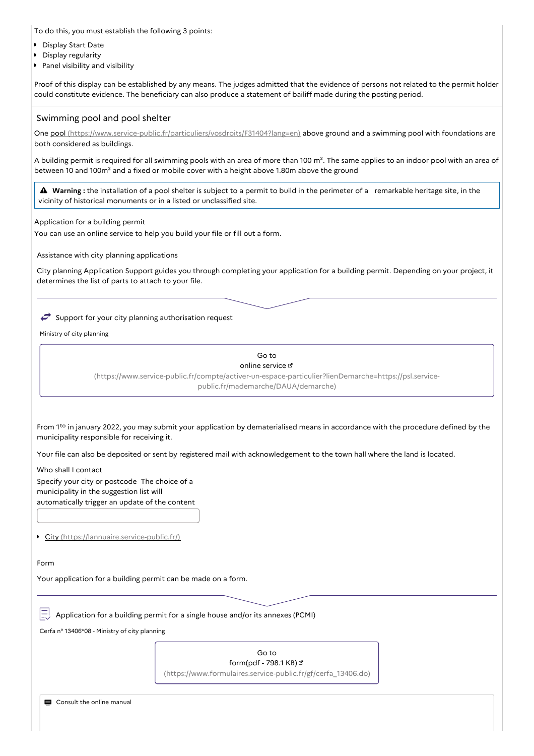To do this, you must establish the following 3 points:

- Display Start Date
- Display regularity
- Panel visibility and visibility

Proof of this display can be established by any means. The judges admitted that the evidence of persons not related to the permit holder could constitute evidence. The beneficiary can also produce a statement of bailiff made during the posting period.

## Swimming pool and pool shelter

One pool (https://www.service-public.fr/particuliers/vosdroits/F31404?lang=en) above ground and a swimming pool with foundations are both considered as buildings.

A building permit is required for all swimming pools with an area of more than 100 m². The same applies to an indoor pool with an area of between 10 and 100m² and a fixed or mobile cover with a height above 1.80m above the ground

> ⚠ **Warning :** the installation of a pool shelter is subject to a permit to build in the perimeter of a remarkable heritage site, in the vicinity of historical monuments or in a listed or unclassified site.

### Application for a building permit

You can use an online service to help you build your file or fill out a form.

#### Assistance with city planning applications

City planning Application Support guides you through completing your application for a building permit. Depending on your project, it determines the list of parts to attach to your file.

Support for your city planning authorisation request

Ministry of city planning

Go to online service (https://www.service-public.fr/compte/activer-un-espace-particulier?lienDemarche=https://psl.service-public.fr/mademarche/DAUA/demarche)

From 1[to] in january 2022, you may submit your application by dematerialised means in accordance with the procedure defined by the municipality responsible for receiving it.

Your file can also be deposited or sent by registered mail with acknowledgement to the town hall where the land is located.

#### Who shall I contact

Specify your city or postcode The choice of a municipality in the suggestion list will automatically trigger an update of the content

- City (https://lannuaire.service-public.fr/)

#### Form

Your application for a building permit can be made on a form.

Application for a building permit for a single house and/or its annexes (PCMI)

Cerfa n° 13406*08 - Ministry of city planning

Go to form(pdf - 798.1 KB) (https://www.formulaires.service-public.fr/gf/cerfa_13406.do)

Consult the online manual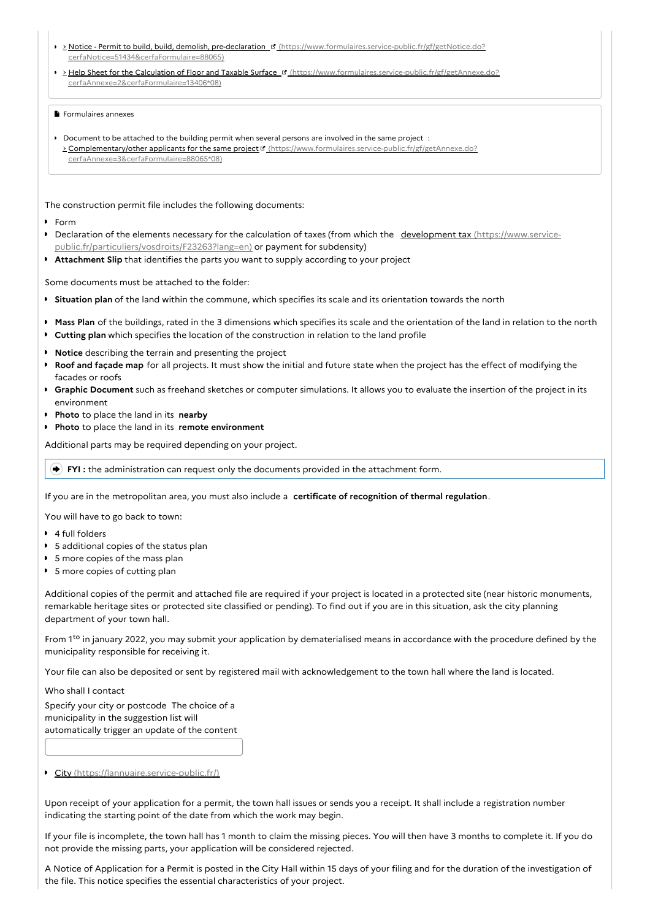- > Notice - Permit to build, build, demolish, pre-declaration (https://www.formulaires.service-public.fr/gf/getNotice.do?cerfaNotice=51434&cerfaFormulaire=88065)
- > Help Sheet for the Calculation of Floor and Taxable Surface (https://www.formulaires.service-public.fr/gf/getAnnexe.do?cerfaAnnexe=2&cerfaFormulaire=13406*08)

Formulaires annexes

- Document to be attached to the building permit when several persons are involved in the same project :
  > Complementary/other applicants for the same project (https://www.formulaires.service-public.fr/gf/getAnnexe.do?cerfaAnnexe=3&cerfaFormulaire=88065*08)

The construction permit file includes the following documents:

- Form
- Declaration of the elements necessary for the calculation of taxes (from which the development tax (https://www.service-public.fr/particuliers/vosdroits/F23263?lang=en) or payment for subdensity)
- **Attachment Slip** that identifies the parts you want to supply according to your project

Some documents must be attached to the folder:

- **Situation plan** of the land within the commune, which specifies its scale and its orientation towards the north
- **Mass Plan** of the buildings, rated in the 3 dimensions which specifies its scale and the orientation of the land in relation to the north
- **Cutting plan** which specifies the location of the construction in relation to the land profile
- **Notice** describing the terrain and presenting the project
- **Roof and façade map** for all projects. It must show the initial and future state when the project has the effect of modifying the facades or roofs
- **Graphic Document** such as freehand sketches or computer simulations. It allows you to evaluate the insertion of the project in its environment
- **Photo** to place the land in its **nearby**
- **Photo** to place the land in its **remote environment**

Additional parts may be required depending on your project.

> **FYI :** the administration can request only the documents provided in the attachment form.

If you are in the metropolitan area, you must also include a **certificate of recognition of thermal regulation**.

You will have to go back to town:

- 4 full folders
- 5 additional copies of the status plan
- 5 more copies of the mass plan
- 5 more copies of cutting plan

Additional copies of the permit and attached file are required if your project is located in a protected site (near historic monuments, remarkable heritage sites or protected site classified or pending). To find out if you are in this situation, ask the city planning department of your town hall.

From 1[to] in january 2022, you may submit your application by dematerialised means in accordance with the procedure defined by the municipality responsible for receiving it.

Your file can also be deposited or sent by registered mail with acknowledgement to the town hall where the land is located.

Who shall I contact

Specify your city or postcode The choice of a municipality in the suggestion list will automatically trigger an update of the content

- City (https://lannuaire.service-public.fr/)

Upon receipt of your application for a permit, the town hall issues or sends you a receipt. It shall include a registration number indicating the starting point of the date from which the work may begin.

If your file is incomplete, the town hall has 1 month to claim the missing pieces. You will then have 3 months to complete it. If you do not provide the missing parts, your application will be considered rejected.

A Notice of Application for a Permit is posted in the City Hall within 15 days of your filing and for the duration of the investigation of the file. This notice specifies the essential characteristics of your project.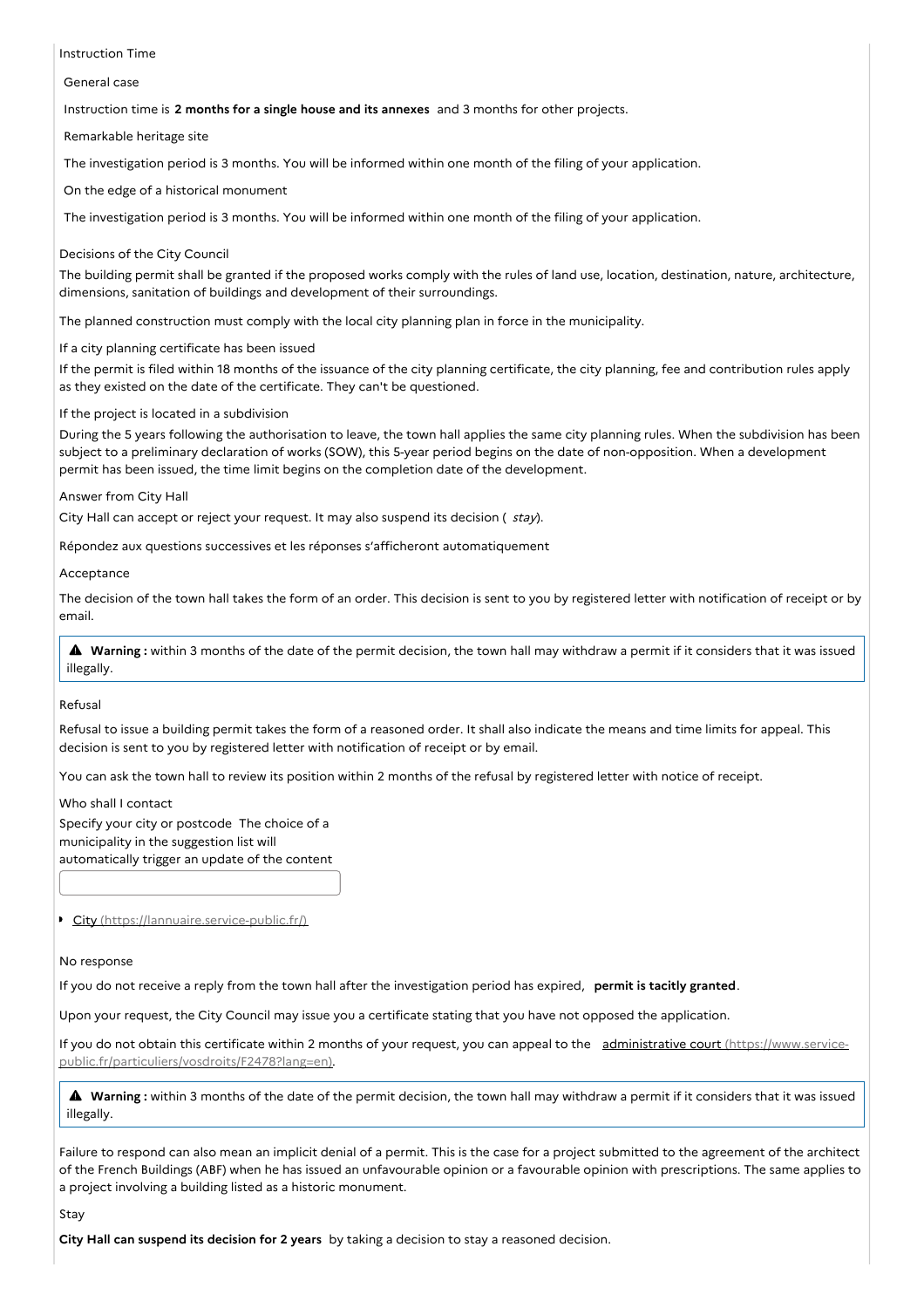Instruction Time

General case

Instruction time is **2 months for a single house and its annexes** and 3 months for other projects.

Remarkable heritage site

The investigation period is 3 months. You will be informed within one month of the filing of your application.

On the edge of a historical monument

The investigation period is 3 months. You will be informed within one month of the filing of your application.

Decisions of the City Council

The building permit shall be granted if the proposed works comply with the rules of land use, location, destination, nature, architecture, dimensions, sanitation of buildings and development of their surroundings.

The planned construction must comply with the local city planning plan in force in the municipality.

If a city planning certificate has been issued

If the permit is filed within 18 months of the issuance of the city planning certificate, the city planning, fee and contribution rules apply as they existed on the date of the certificate. They can't be questioned.

If the project is located in a subdivision

During the 5 years following the authorisation to leave, the town hall applies the same city planning rules. When the subdivision has been subject to a preliminary declaration of works (SOW), this 5-year period begins on the date of non-opposition. When a development permit has been issued, the time limit begins on the completion date of the development.

Answer from City Hall

City Hall can accept or reject your request. It may also suspend its decision ( *stay*).

Répondez aux questions successives et les réponses s'afficheront automatiquement

Acceptance

The decision of the town hall takes the form of an order. This decision is sent to you by registered letter with notification of receipt or by email.

> ⚠ **Warning :** within 3 months of the date of the permit decision, the town hall may withdraw a permit if it considers that it was issued illegally.

Refusal

Refusal to issue a building permit takes the form of a reasoned order. It shall also indicate the means and time limits for appeal. This decision is sent to you by registered letter with notification of receipt or by email.

You can ask the town hall to review its position within 2 months of the refusal by registered letter with notice of receipt.

Who shall I contact

Specify your city or postcode The choice of a municipality in the suggestion list will automatically trigger an update of the content

- [City (https://lannuaire.service-public.fr/)](https://lannuaire.service-public.fr/)

No response

If you do not receive a reply from the town hall after the investigation period has expired, **permit is tacitly granted**.

Upon your request, the City Council may issue you a certificate stating that you have not opposed the application.

If you do not obtain this certificate within 2 months of your request, you can appeal to the [administrative court (https://www.service-public.fr/particuliers/vosdroits/F2478?lang=en)](https://www.service-public.fr/particuliers/vosdroits/F2478?lang=en).

> ⚠ **Warning :** within 3 months of the date of the permit decision, the town hall may withdraw a permit if it considers that it was issued illegally.

Failure to respond can also mean an implicit denial of a permit. This is the case for a project submitted to the agreement of the architect of the French Buildings (ABF) when he has issued an unfavourable opinion or a favourable opinion with prescriptions. The same applies to a project involving a building listed as a historic monument.

Stay

**City Hall can suspend its decision for 2 years** by taking a decision to stay a reasoned decision.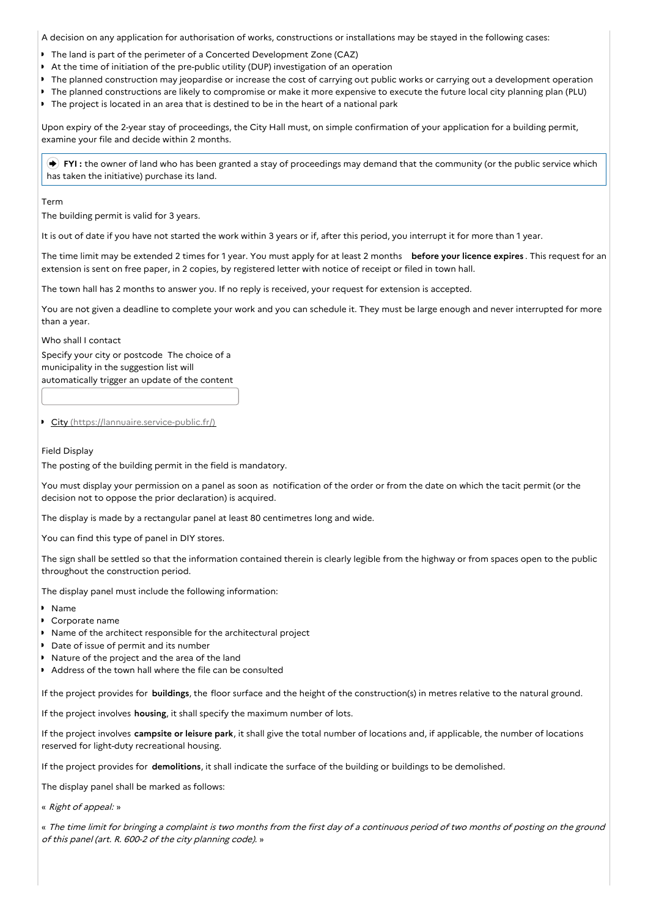A decision on any application for authorisation of works, constructions or installations may be stayed in the following cases:

- The land is part of the perimeter of a Concerted Development Zone (CAZ)
- At the time of initiation of the pre-public utility (DUP) investigation of an operation
- The planned construction may jeopardise or increase the cost of carrying out public works or carrying out a development operation
- The planned constructions are likely to compromise or make it more expensive to execute the future local city planning plan (PLU)
- The project is located in an area that is destined to be in the heart of a national park

Upon expiry of the 2-year stay of proceedings, the City Hall must, on simple confirmation of your application for a building permit, examine your file and decide within 2 months.

> **FYI :** the owner of land who has been granted a stay of proceedings may demand that the community (or the public service which has taken the initiative) purchase its land.

Term

The building permit is valid for 3 years.

It is out of date if you have not started the work within 3 years or if, after this period, you interrupt it for more than 1 year.

The time limit may be extended 2 times for 1 year. You must apply for at least 2 months **before your licence expires**. This request for an extension is sent on free paper, in 2 copies, by registered letter with notice of receipt or filed in town hall.

The town hall has 2 months to answer you. If no reply is received, your request for extension is accepted.

You are not given a deadline to complete your work and you can schedule it. They must be large enough and never interrupted for more than a year.

Who shall I contact

Specify your city or postcode The choice of a municipality in the suggestion list will automatically trigger an update of the content

- [City (https://lannuaire.service-public.fr/)](https://lannuaire.service-public.fr/)

Field Display

The posting of the building permit in the field is mandatory.

You must display your permission on a panel as soon as notification of the order or from the date on which the tacit permit (or the decision not to oppose the prior declaration) is acquired.

The display is made by a rectangular panel at least 80 centimetres long and wide.

You can find this type of panel in DIY stores.

The sign shall be settled so that the information contained therein is clearly legible from the highway or from spaces open to the public throughout the construction period.

The display panel must include the following information:

- Name
- Corporate name
- Name of the architect responsible for the architectural project
- Date of issue of permit and its number
- Nature of the project and the area of the land
- Address of the town hall where the file can be consulted

If the project provides for **buildings**, the floor surface and the height of the construction(s) in metres relative to the natural ground.

If the project involves **housing**, it shall specify the maximum number of lots.

If the project involves **campsite or leisure park**, it shall give the total number of locations and, if applicable, the number of locations reserved for light-duty recreational housing.

If the project provides for **demolitions**, it shall indicate the surface of the building or buildings to be demolished.

The display panel shall be marked as follows:

« *Right of appeal:* »

« *The time limit for bringing a complaint is two months from the first day of a continuous period of two months of posting on the ground of this panel (art. R. 600-2 of the city planning code).* »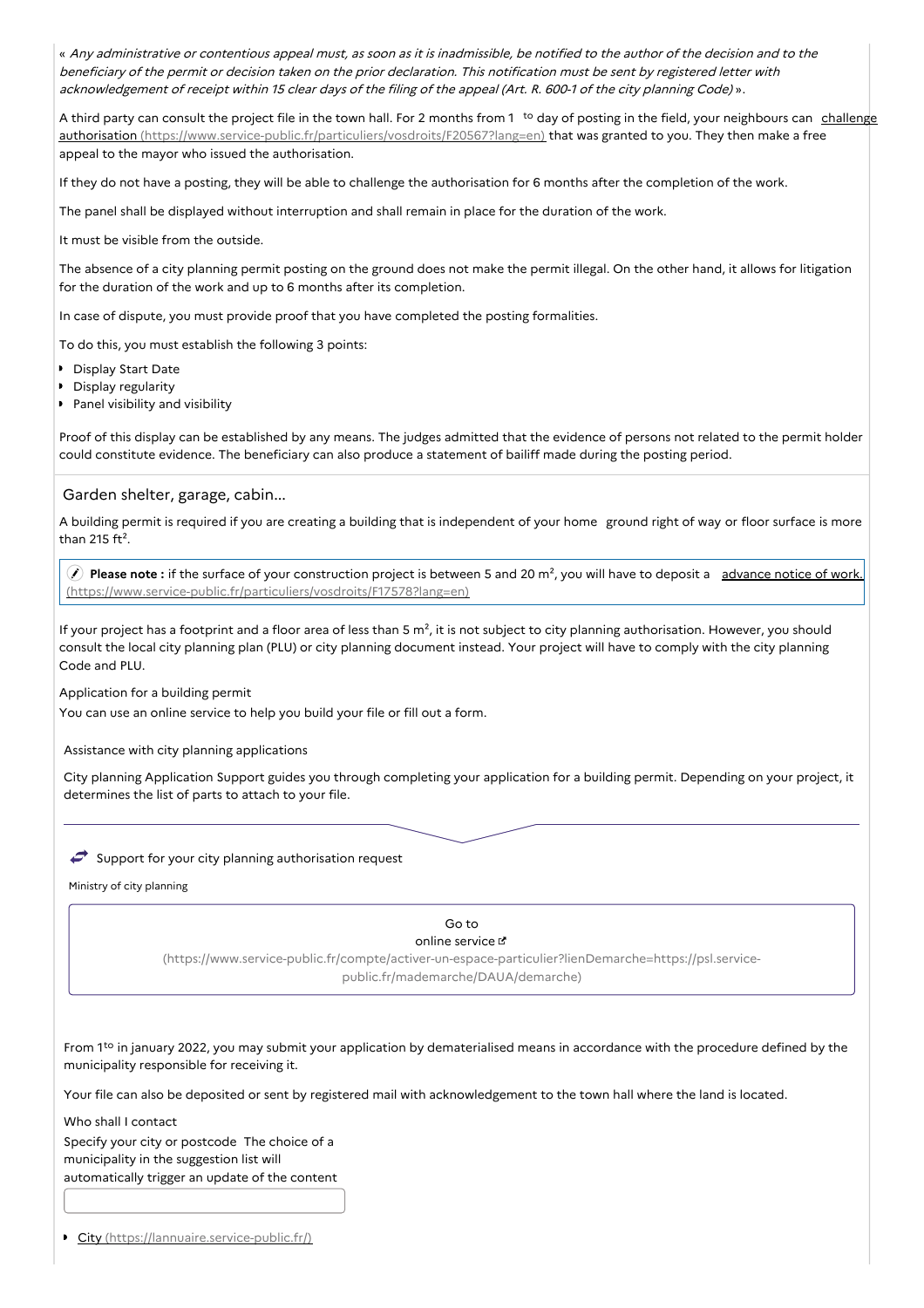« *Any administrative or contentious appeal must, as soon as it is inadmissible, be notified to the author of the decision and to the beneficiary of the permit or decision taken on the prior declaration. This notification must be sent by registered letter with acknowledgement of receipt within 15 clear days of the filing of the appeal (Art. R. 600-1 of the city planning Code)* ».

A third party can consult the project file in the town hall. For 2 months from 1 to day of posting in the field, your neighbours can challenge authorisation (https://www.service-public.fr/particuliers/vosdroits/F20567?lang=en) that was granted to you. They then make a free appeal to the mayor who issued the authorisation.

If they do not have a posting, they will be able to challenge the authorisation for 6 months after the completion of the work.

The panel shall be displayed without interruption and shall remain in place for the duration of the work.

It must be visible from the outside.

The absence of a city planning permit posting on the ground does not make the permit illegal. On the other hand, it allows for litigation for the duration of the work and up to 6 months after its completion.

In case of dispute, you must provide proof that you have completed the posting formalities.

To do this, you must establish the following 3 points:

- Display Start Date
- Display regularity
- Panel visibility and visibility

Proof of this display can be established by any means. The judges admitted that the evidence of persons not related to the permit holder could constitute evidence. The beneficiary can also produce a statement of bailiff made during the posting period.

## Garden shelter, garage, cabin...

A building permit is required if you are creating a building that is independent of your home ground right of way or floor surface is more than 215 ft².

**Please note :** if the surface of your construction project is between 5 and 20 m², you will have to deposit a advance notice of work. (https://www.service-public.fr/particuliers/vosdroits/F17578?lang=en)

If your project has a footprint and a floor area of less than 5 m², it is not subject to city planning authorisation. However, you should consult the local city planning plan (PLU) or city planning document instead. Your project will have to comply with the city planning Code and PLU.

Application for a building permit

You can use an online service to help you build your file or fill out a form.

Assistance with city planning applications

City planning Application Support guides you through completing your application for a building permit. Depending on your project, it determines the list of parts to attach to your file.

Support for your city planning authorisation request

Ministry of city planning

Go to
online service
(https://www.service-public.fr/compte/activer-un-espace-particulier?lienDemarche=https://psl.service-public.fr/mademarche/DAUA/demarche)

From 1to in january 2022, you may submit your application by dematerialised means in accordance with the procedure defined by the municipality responsible for receiving it.

Your file can also be deposited or sent by registered mail with acknowledgement to the town hall where the land is located.

Who shall I contact

Specify your city or postcode The choice of a municipality in the suggestion list will automatically trigger an update of the content

- City (https://lannuaire.service-public.fr/)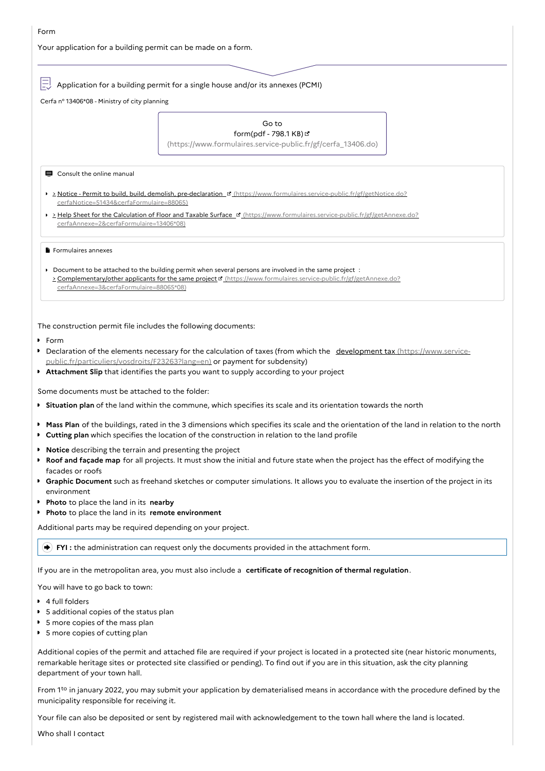Form

Your application for a building permit can be made on a form.

Application for a building permit for a single house and/or its annexes (PCMI)

Cerfa n° 13406*08 - Ministry of city planning

Go to form(pdf - 798.1 KB) (https://www.formulaires.service-public.fr/gf/cerfa_13406.do)

Consult the online manual

- > Notice - Permit to build, build, demolish, pre-declaration (https://www.formulaires.service-public.fr/gf/getNotice.do?cerfaNotice=51434&cerfaFormulaire=88065)
- > Help Sheet for the Calculation of Floor and Taxable Surface (https://www.formulaires.service-public.fr/gf/getAnnexe.do?cerfaAnnexe=2&cerfaFormulaire=13406*08)

Formulaires annexes

- Document to be attached to the building permit when several persons are involved in the same project : > Complementary/other applicants for the same project (https://www.formulaires.service-public.fr/gf/getAnnexe.do?cerfaAnnexe=3&cerfaFormulaire=88065*08)

The construction permit file includes the following documents:

- Form
- Declaration of the elements necessary for the calculation of taxes (from which the development tax (https://www.service-public.fr/particuliers/vosdroits/F23263?lang=en) or payment for subdensity)
- **Attachment Slip** that identifies the parts you want to supply according to your project

Some documents must be attached to the folder:

- **Situation plan** of the land within the commune, which specifies its scale and its orientation towards the north
- **Mass Plan** of the buildings, rated in the 3 dimensions which specifies its scale and the orientation of the land in relation to the north
- **Cutting plan** which specifies the location of the construction in relation to the land profile
- **Notice** describing the terrain and presenting the project
- **Roof and façade map** for all projects. It must show the initial and future state when the project has the effect of modifying the facades or roofs
- **Graphic Document** such as freehand sketches or computer simulations. It allows you to evaluate the insertion of the project in its environment
- **Photo** to place the land in its **nearby**
- **Photo** to place the land in its **remote environment**

Additional parts may be required depending on your project.

**FYI :** the administration can request only the documents provided in the attachment form.

If you are in the metropolitan area, you must also include a **certificate of recognition of thermal regulation**.

You will have to go back to town:

- 4 full folders
- 5 additional copies of the status plan
- 5 more copies of the mass plan
- 5 more copies of cutting plan

Additional copies of the permit and attached file are required if your project is located in a protected site (near historic monuments, remarkable heritage sites or protected site classified or pending). To find out if you are in this situation, ask the city planning department of your town hall.

From 1to in january 2022, you may submit your application by dematerialised means in accordance with the procedure defined by the municipality responsible for receiving it.

Your file can also be deposited or sent by registered mail with acknowledgement to the town hall where the land is located.

Who shall I contact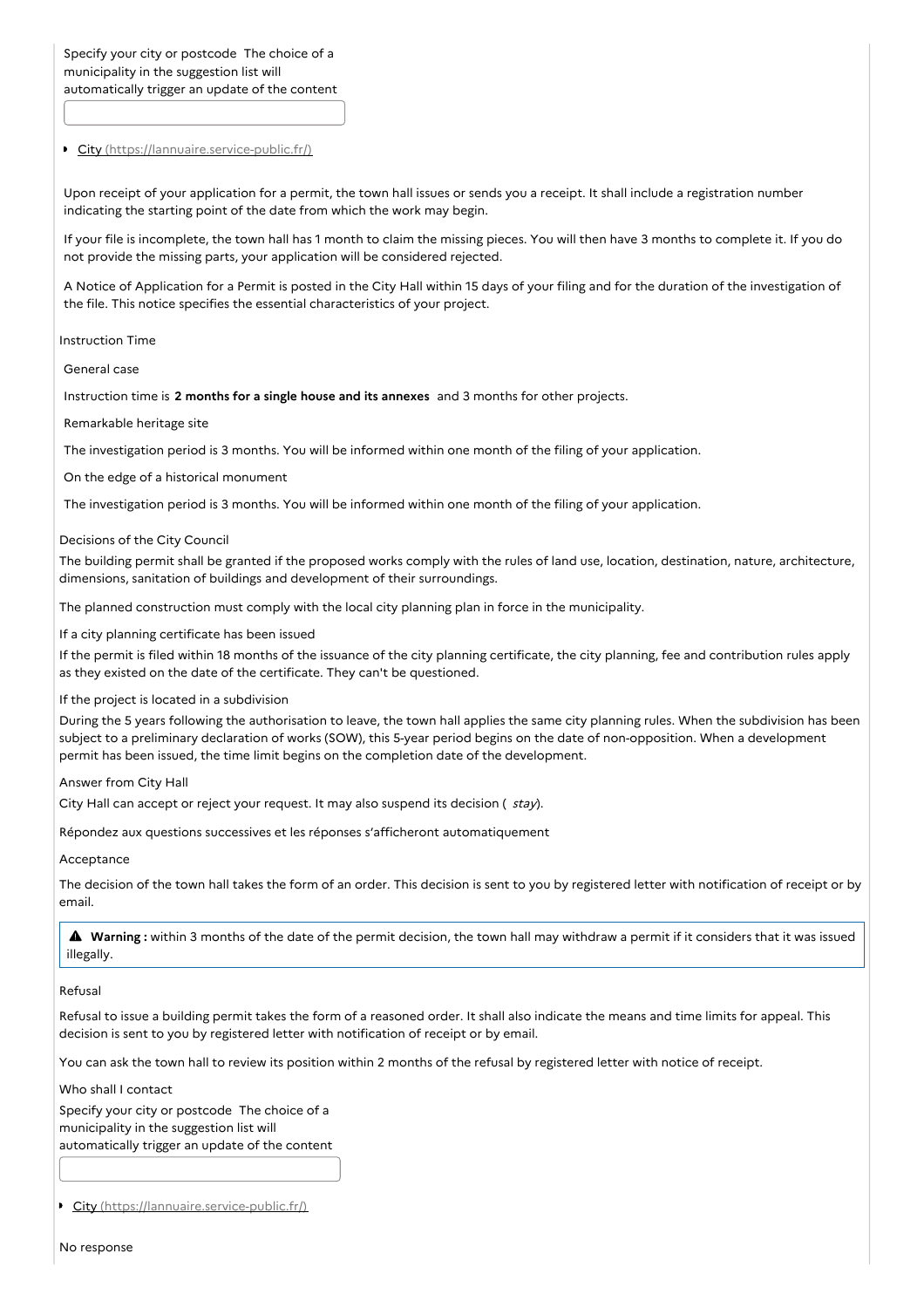Specify your city or postcode The choice of a municipality in the suggestion list will automatically trigger an update of the content

- City (https://lannuaire.service-public.fr/)

Upon receipt of your application for a permit, the town hall issues or sends you a receipt. It shall include a registration number indicating the starting point of the date from which the work may begin.

If your file is incomplete, the town hall has 1 month to claim the missing pieces. You will then have 3 months to complete it. If you do not provide the missing parts, your application will be considered rejected.

A Notice of Application for a Permit is posted in the City Hall within 15 days of your filing and for the duration of the investigation of the file. This notice specifies the essential characteristics of your project.

Instruction Time

General case

Instruction time is **2 months for a single house and its annexes** and 3 months for other projects.

Remarkable heritage site

The investigation period is 3 months. You will be informed within one month of the filing of your application.

On the edge of a historical monument

The investigation period is 3 months. You will be informed within one month of the filing of your application.

Decisions of the City Council

The building permit shall be granted if the proposed works comply with the rules of land use, location, destination, nature, architecture, dimensions, sanitation of buildings and development of their surroundings.

The planned construction must comply with the local city planning plan in force in the municipality.

If a city planning certificate has been issued

If the permit is filed within 18 months of the issuance of the city planning certificate, the city planning, fee and contribution rules apply as they existed on the date of the certificate. They can't be questioned.

If the project is located in a subdivision

During the 5 years following the authorisation to leave, the town hall applies the same city planning rules. When the subdivision has been subject to a preliminary declaration of works (SOW), this 5-year period begins on the date of non-opposition. When a development permit has been issued, the time limit begins on the completion date of the development.

Answer from City Hall

City Hall can accept or reject your request. It may also suspend its decision ( *stay*).

Répondez aux questions successives et les réponses s'afficheront automatiquement

Acceptance

The decision of the town hall takes the form of an order. This decision is sent to you by registered letter with notification of receipt or by email.

> ⚠ **Warning :** within 3 months of the date of the permit decision, the town hall may withdraw a permit if it considers that it was issued illegally.

Refusal

Refusal to issue a building permit takes the form of a reasoned order. It shall also indicate the means and time limits for appeal. This decision is sent to you by registered letter with notification of receipt or by email.

You can ask the town hall to review its position within 2 months of the refusal by registered letter with notice of receipt.

Who shall I contact

Specify your city or postcode The choice of a municipality in the suggestion list will automatically trigger an update of the content

- City (https://lannuaire.service-public.fr/)

No response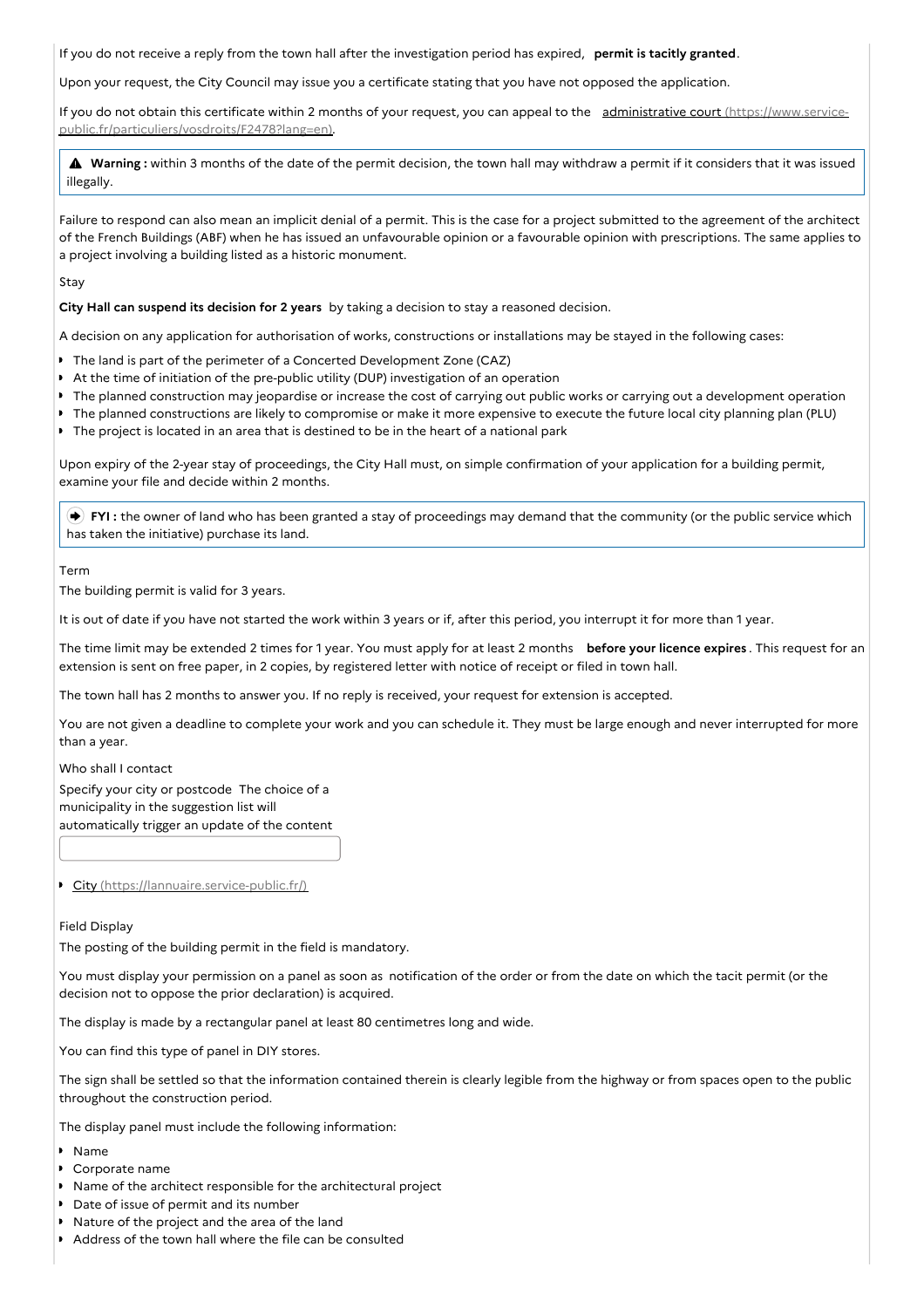If you do not receive a reply from the town hall after the investigation period has expired, **permit is tacitly granted**.

Upon your request, the City Council may issue you a certificate stating that you have not opposed the application.

If you do not obtain this certificate within 2 months of your request, you can appeal to the [administrative court (https://www.service-public.fr/particuliers/vosdroits/F2478?lang=en)](https://www.service-public.fr/particuliers/vosdroits/F2478?lang=en).

> ⚠ **Warning :** within 3 months of the date of the permit decision, the town hall may withdraw a permit if it considers that it was issued illegally.

Failure to respond can also mean an implicit denial of a permit. This is the case for a project submitted to the agreement of the architect of the French Buildings (ABF) when he has issued an unfavourable opinion or a favourable opinion with prescriptions. The same applies to a project involving a building listed as a historic monument.

Stay

**City Hall can suspend its decision for 2 years** by taking a decision to stay a reasoned decision.

A decision on any application for authorisation of works, constructions or installations may be stayed in the following cases:

- The land is part of the perimeter of a Concerted Development Zone (CAZ)
- At the time of initiation of the pre-public utility (DUP) investigation of an operation
- The planned construction may jeopardise or increase the cost of carrying out public works or carrying out a development operation
- The planned constructions are likely to compromise or make it more expensive to execute the future local city planning plan (PLU)
- The project is located in an area that is destined to be in the heart of a national park

Upon expiry of the 2-year stay of proceedings, the City Hall must, on simple confirmation of your application for a building permit, examine your file and decide within 2 months.

> **FYI :** the owner of land who has been granted a stay of proceedings may demand that the community (or the public service which has taken the initiative) purchase its land.

Term

The building permit is valid for 3 years.

It is out of date if you have not started the work within 3 years or if, after this period, you interrupt it for more than 1 year.

The time limit may be extended 2 times for 1 year. You must apply for at least 2 months **before your licence expires**. This request for an extension is sent on free paper, in 2 copies, by registered letter with notice of receipt or filed in town hall.

The town hall has 2 months to answer you. If no reply is received, your request for extension is accepted.

You are not given a deadline to complete your work and you can schedule it. They must be large enough and never interrupted for more than a year.

Who shall I contact

Specify your city or postcode The choice of a municipality in the suggestion list will automatically trigger an update of the content

- [City (https://lannuaire.service-public.fr/)](https://lannuaire.service-public.fr/)

Field Display

The posting of the building permit in the field is mandatory.

You must display your permission on a panel as soon as notification of the order or from the date on which the tacit permit (or the decision not to oppose the prior declaration) is acquired.

The display is made by a rectangular panel at least 80 centimetres long and wide.

You can find this type of panel in DIY stores.

The sign shall be settled so that the information contained therein is clearly legible from the highway or from spaces open to the public throughout the construction period.

The display panel must include the following information:

- Name
- Corporate name
- Name of the architect responsible for the architectural project
- Date of issue of permit and its number
- Nature of the project and the area of the land
- Address of the town hall where the file can be consulted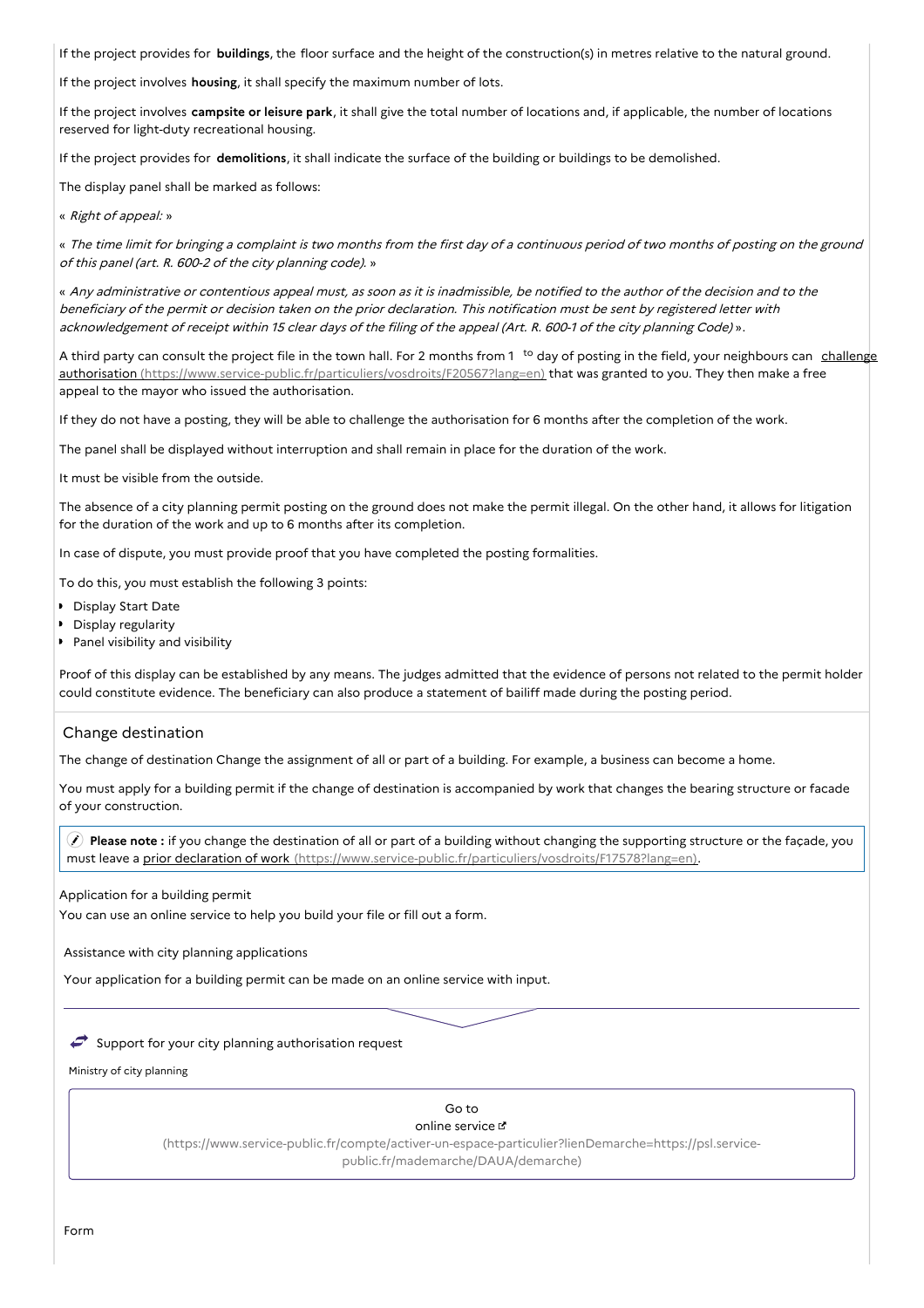If the project provides for **buildings**, the floor surface and the height of the construction(s) in metres relative to the natural ground.

If the project involves **housing**, it shall specify the maximum number of lots.

If the project involves **campsite or leisure park**, it shall give the total number of locations and, if applicable, the number of locations reserved for light-duty recreational housing.

If the project provides for **demolitions**, it shall indicate the surface of the building or buildings to be demolished.

The display panel shall be marked as follows:

« *Right of appeal:* »

« *The time limit for bringing a complaint is two months from the first day of a continuous period of two months of posting on the ground of this panel (art. R. 600-2 of the city planning code).* »

« *Any administrative or contentious appeal must, as soon as it is inadmissible, be notified to the author of the decision and to the beneficiary of the permit or decision taken on the prior declaration. This notification must be sent by registered letter with acknowledgement of receipt within 15 clear days of the filing of the appeal (Art. R. 600-1 of the city planning Code)* ».

A third party can consult the project file in the town hall. For 2 months from 1 to day of posting in the field, your neighbours can challenge authorisation (https://www.service-public.fr/particuliers/vosdroits/F20567?lang=en) that was granted to you. They then make a free appeal to the mayor who issued the authorisation.

If they do not have a posting, they will be able to challenge the authorisation for 6 months after the completion of the work.

The panel shall be displayed without interruption and shall remain in place for the duration of the work.

It must be visible from the outside.

The absence of a city planning permit posting on the ground does not make the permit illegal. On the other hand, it allows for litigation for the duration of the work and up to 6 months after its completion.

In case of dispute, you must provide proof that you have completed the posting formalities.

To do this, you must establish the following 3 points:

- Display Start Date
- Display regularity
- Panel visibility and visibility

Proof of this display can be established by any means. The judges admitted that the evidence of persons not related to the permit holder could constitute evidence. The beneficiary can also produce a statement of bailiff made during the posting period.

## Change destination

The change of destination Change the assignment of all or part of a building. For example, a business can become a home.

You must apply for a building permit if the change of destination is accompanied by work that changes the bearing structure or facade of your construction.

**Please note :** if you change the destination of all or part of a building without changing the supporting structure or the façade, you must leave a prior declaration of work (https://www.service-public.fr/particuliers/vosdroits/F17578?lang=en).

Application for a building permit

You can use an online service to help you build your file or fill out a form.

Assistance with city planning applications

Your application for a building permit can be made on an online service with input.

Support for your city planning authorisation request

Ministry of city planning

Go to online service (https://www.service-public.fr/compte/activer-un-espace-particulier?lienDemarche=https://psl.service-public.fr/mademarche/DAUA/demarche)

Form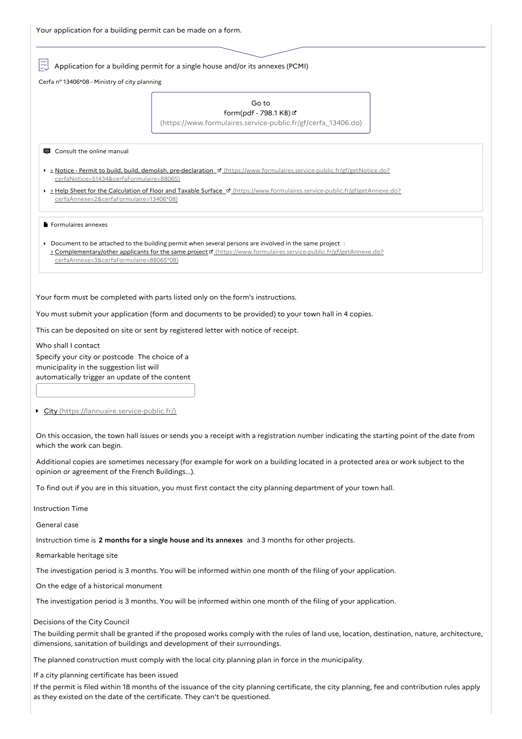Your application for a building permit can be made on a form.

Application for a building permit for a single house and/or its annexes (PCMI)

Cerfa nº 13406*08 - Ministry of city planning

Go to form(pdf - 798.1 KB) (https://www.formulaires.service-public.fr/gf/cerfa_13406.do)

Consult the online manual

- > Notice - Permit to build, build, demolish, pre-declaration (https://www.formulaires.service-public.fr/gf/getNotice.do?cerfaNotice=51434&cerfaFormulaire=88065)
- > Help Sheet for the Calculation of Floor and Taxable Surface (https://www.formulaires.service-public.fr/gf/getAnnexe.do?cerfaAnnexe=2&cerfaFormulaire=13406*08)

Formulaires annexes

- Document to be attached to the building permit when several persons are involved in the same project :
  > Complementary/other applicants for the same project (https://www.formulaires.service-public.fr/gf/getAnnexe.do?cerfaAnnexe=3&cerfaFormulaire=88065*08)

Your form must be completed with parts listed only on the form's instructions.

You must submit your application (form and documents to be provided) to your town hall in 4 copies.

This can be deposited on site or sent by registered letter with notice of receipt.

Who shall I contact

Specify your city or postcode The choice of a municipality in the suggestion list will automatically trigger an update of the content

- City (https://lannuaire.service-public.fr/)

On this occasion, the town hall issues or sends you a receipt with a registration number indicating the starting point of the date from which the work can begin.

Additional copies are sometimes necessary (for example for work on a building located in a protected area or work subject to the opinion or agreement of the French Buildings...).

To find out if you are in this situation, you must first contact the city planning department of your town hall.

## Instruction Time

General case

Instruction time is **2 months for a single house and its annexes** and 3 months for other projects.

Remarkable heritage site

The investigation period is 3 months. You will be informed within one month of the filing of your application.

On the edge of a historical monument

The investigation period is 3 months. You will be informed within one month of the filing of your application.

## Decisions of the City Council

The building permit shall be granted if the proposed works comply with the rules of land use, location, destination, nature, architecture, dimensions, sanitation of buildings and development of their surroundings.

The planned construction must comply with the local city planning plan in force in the municipality.

If a city planning certificate has been issued

If the permit is filed within 18 months of the issuance of the city planning certificate, the city planning, fee and contribution rules apply as they existed on the date of the certificate. They can't be questioned.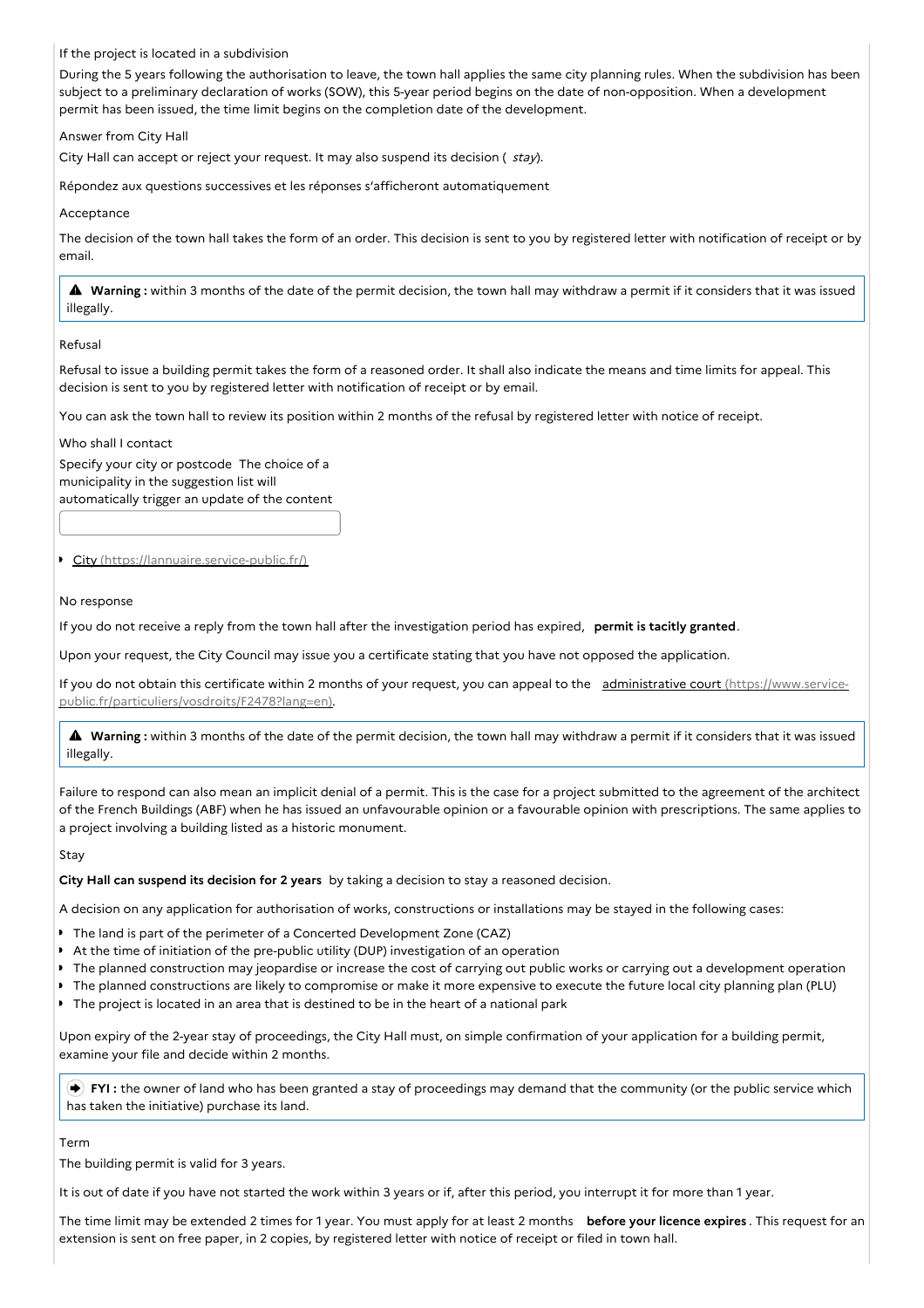If the project is located in a subdivision

During the 5 years following the authorisation to leave, the town hall applies the same city planning rules. When the subdivision has been subject to a preliminary declaration of works (SOW), this 5-year period begins on the date of non-opposition. When a development permit has been issued, the time limit begins on the completion date of the development.

Answer from City Hall

City Hall can accept or reject your request. It may also suspend its decision ( *stay*).

Répondez aux questions successives et les réponses s'afficheront automatiquement

Acceptance

The decision of the town hall takes the form of an order. This decision is sent to you by registered letter with notification of receipt or by email.

> ▲ **Warning :** within 3 months of the date of the permit decision, the town hall may withdraw a permit if it considers that it was issued illegally.

Refusal

Refusal to issue a building permit takes the form of a reasoned order. It shall also indicate the means and time limits for appeal. This decision is sent to you by registered letter with notification of receipt or by email.

You can ask the town hall to review its position within 2 months of the refusal by registered letter with notice of receipt.

Who shall I contact

Specify your city or postcode The choice of a municipality in the suggestion list will automatically trigger an update of the content

- City (https://lannuaire.service-public.fr/)

No response

If you do not receive a reply from the town hall after the investigation period has expired, **permit is tacitly granted**.

Upon your request, the City Council may issue you a certificate stating that you have not opposed the application.

If you do not obtain this certificate within 2 months of your request, you can appeal to the administrative court (https://www.service-public.fr/particuliers/vosdroits/F2478?lang=en).

> ▲ **Warning :** within 3 months of the date of the permit decision, the town hall may withdraw a permit if it considers that it was issued illegally.

Failure to respond can also mean an implicit denial of a permit. This is the case for a project submitted to the agreement of the architect of the French Buildings (ABF) when he has issued an unfavourable opinion or a favourable opinion with prescriptions. The same applies to a project involving a building listed as a historic monument.

Stay

**City Hall can suspend its decision for 2 years** by taking a decision to stay a reasoned decision.

A decision on any application for authorisation of works, constructions or installations may be stayed in the following cases:

- The land is part of the perimeter of a Concerted Development Zone (CAZ)
- At the time of initiation of the pre-public utility (DUP) investigation of an operation
- The planned construction may jeopardise or increase the cost of carrying out public works or carrying out a development operation
- The planned constructions are likely to compromise or make it more expensive to execute the future local city planning plan (PLU)
- The project is located in an area that is destined to be in the heart of a national park

Upon expiry of the 2-year stay of proceedings, the City Hall must, on simple confirmation of your application for a building permit, examine your file and decide within 2 months.

> ➡ **FYI :** the owner of land who has been granted a stay of proceedings may demand that the community (or the public service which has taken the initiative) purchase its land.

Term

The building permit is valid for 3 years.

It is out of date if you have not started the work within 3 years or if, after this period, you interrupt it for more than 1 year.

The time limit may be extended 2 times for 1 year. You must apply for at least 2 months **before your licence expires**. This request for an extension is sent on free paper, in 2 copies, by registered letter with notice of receipt or filed in town hall.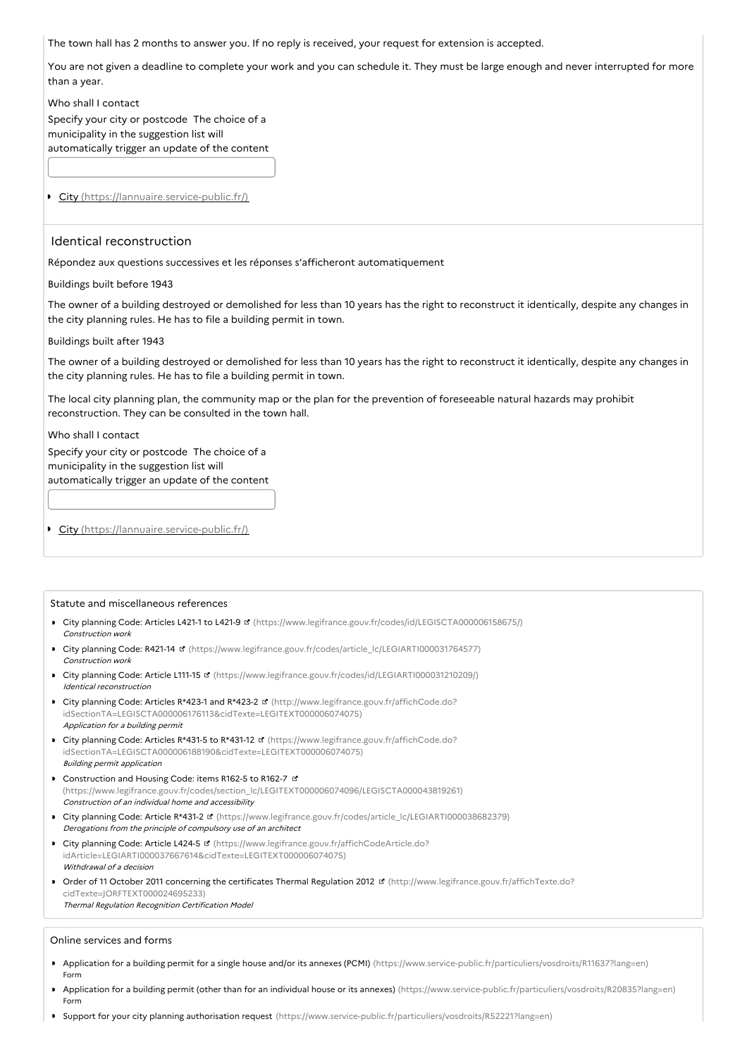The town hall has 2 months to answer you. If no reply is received, your request for extension is accepted.

You are not given a deadline to complete your work and you can schedule it. They must be large enough and never interrupted for more than a year.

Who shall I contact

Specify your city or postcode The choice of a municipality in the suggestion list will automatically trigger an update of the content

- City (https://lannuaire.service-public.fr/)

## Identical reconstruction

Répondez aux questions successives et les réponses s'afficheront automatiquement

Buildings built before 1943

The owner of a building destroyed or demolished for less than 10 years has the right to reconstruct it identically, despite any changes in the city planning rules. He has to file a building permit in town.

Buildings built after 1943

The owner of a building destroyed or demolished for less than 10 years has the right to reconstruct it identically, despite any changes in the city planning rules. He has to file a building permit in town.

The local city planning plan, the community map or the plan for the prevention of foreseeable natural hazards may prohibit reconstruction. They can be consulted in the town hall.

Who shall I contact

Specify your city or postcode The choice of a municipality in the suggestion list will automatically trigger an update of the content

- City (https://lannuaire.service-public.fr/)

## Statute and miscellaneous references

- City planning Code: Articles L421-1 to L421-9 (https://www.legifrance.gouv.fr/codes/id/LEGISCTA000006158675/)
  *Construction work*
- City planning Code: R421-14 (https://www.legifrance.gouv.fr/codes/article_lc/LEGIARTI000031764577)
  *Construction work*
- City planning Code: Article L111-15 (https://www.legifrance.gouv.fr/codes/id/LEGIARTI000031210209/)
  *Identical reconstruction*
- City planning Code: Articles R*423-1 and R*423-2 (http://www.legifrance.gouv.fr/affichCode.do?idSectionTA=LEGISCTA000006176113&cidTexte=LEGITEXT000006074075)
  *Application for a building permit*
- City planning Code: Articles R*431-5 to R*431-12 (https://www.legifrance.gouv.fr/affichCode.do?idSectionTA=LEGISCTA000006188190&cidTexte=LEGITEXT000006074075)
  *Building permit application*
- Construction and Housing Code: items R162-5 to R162-7 (https://www.legifrance.gouv.fr/codes/section_lc/LEGITEXT000006074096/LEGISCTA000043819261)
  *Construction of an individual home and accessibility*
- City planning Code: Article R*431-2 (https://www.legifrance.gouv.fr/codes/article_lc/LEGIARTI000038682379)
  *Derogations from the principle of compulsory use of an architect*
- City planning Code: Article L424-5 (https://www.legifrance.gouv.fr/affichCodeArticle.do?idArticle=LEGIARTI000037667614&cidTexte=LEGITEXT000006074075)
  *Withdrawal of a decision*
- Order of 11 October 2011 concerning the certificates Thermal Regulation 2012 (http://www.legifrance.gouv.fr/affichTexte.do?cidTexte=JORFTEXT000024695233)
  *Thermal Regulation Recognition Certification Model*

## Online services and forms

- Application for a building permit for a single house and/or its annexes (PCMI) (https://www.service-public.fr/particuliers/vosdroits/R11637?lang=en)
  Form
- Application for a building permit (other than for an individual house or its annexes) (https://www.service-public.fr/particuliers/vosdroits/R20835?lang=en)
  Form
- Support for your city planning authorisation request (https://www.service-public.fr/particuliers/vosdroits/R52221?lang=en)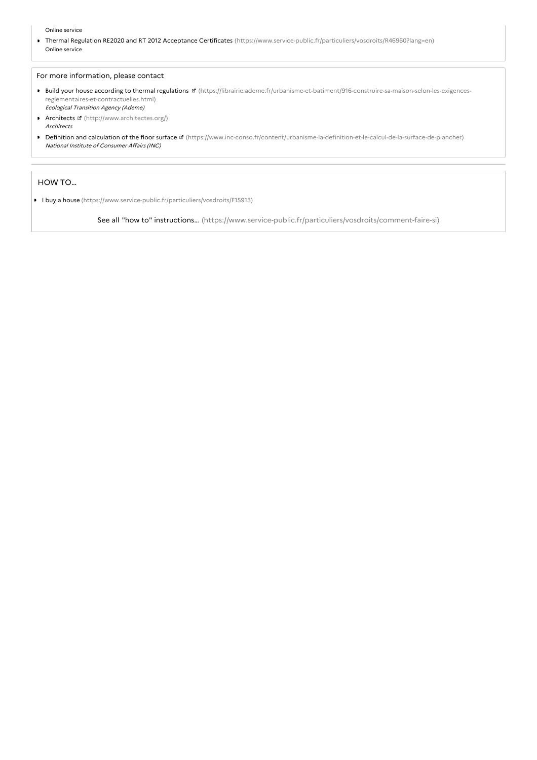Online service

- Thermal Regulation RE2020 and RT 2012 Acceptance Certificates (https://www.service-public.fr/particuliers/vosdroits/R46960?lang=en)
  Online service

For more information, please contact

- Build your house according to thermal regulations (https://librairie.ademe.fr/urbanisme-et-batiment/916-construire-sa-maison-selon-les-exigences-reglementaires-et-contractuelles.html)
  *Ecological Transition Agency (Ademe)*
- Architects (http://www.architectes.org/)
  *Architects*
- Definition and calculation of the floor surface (https://www.inc-conso.fr/content/urbanisme-la-definition-et-le-calcul-de-la-surface-de-plancher)
  *National Institute of Consumer Affairs (INC)*

## HOW TO...

- I buy a house (https://www.service-public.fr/particuliers/vosdroits/F15913)

See all "how to" instructions... (https://www.service-public.fr/particuliers/vosdroits/comment-faire-si)